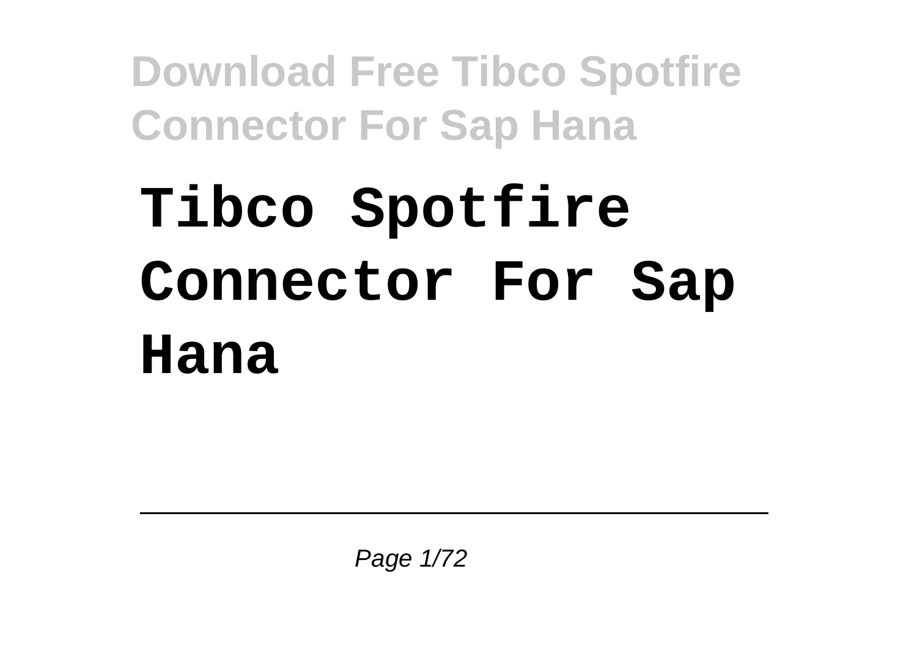# Tibco Spotfire Connector For Sap Hana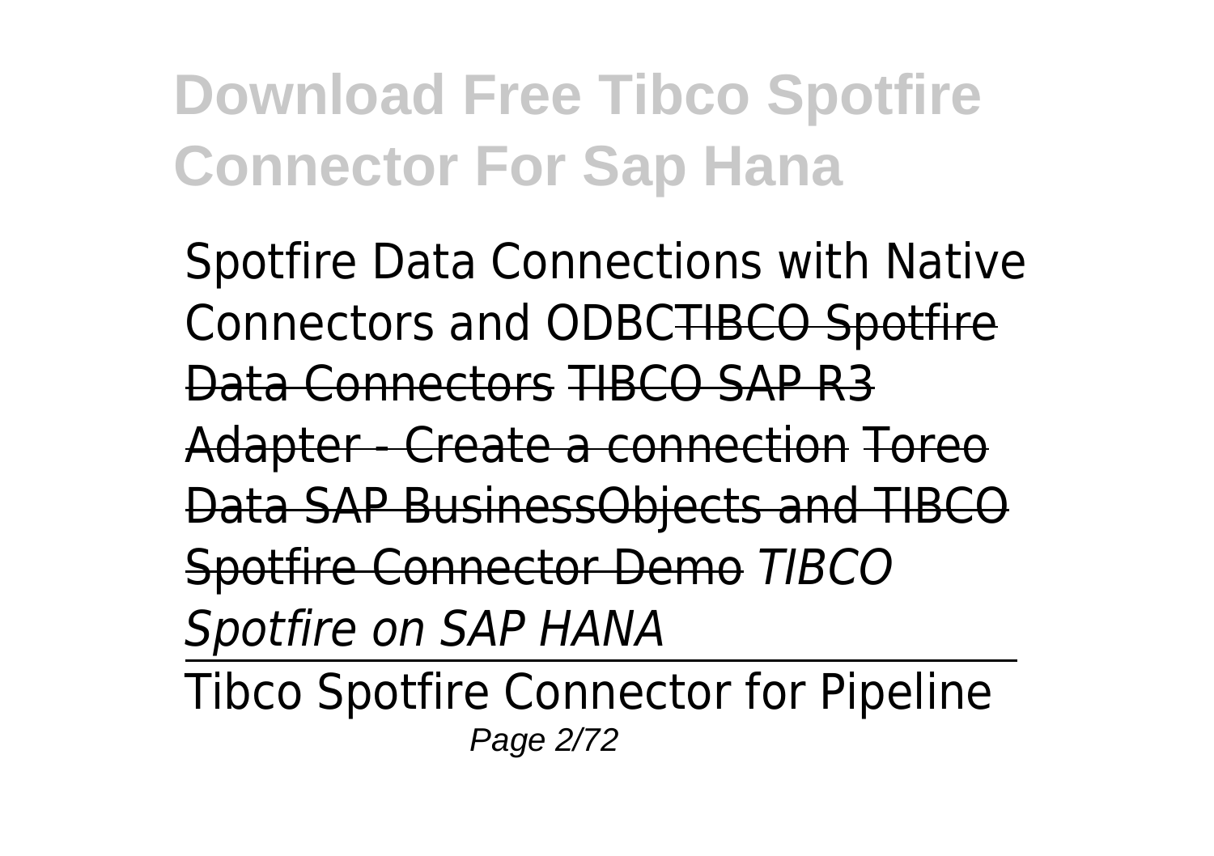Spotfire Data Connections with Native Connectors and ODBC~~TIBCO Spotfire Data Connectors~~ ~~TIBCO SAP R3 Adapter - Create a connection~~ ~~Toreo Data SAP BusinessObjects and TIBCO Spotfire Connector Demo~~ *TIBCO Spotfire on SAP HANA*

Tibco Spotfire Connector for Pipeline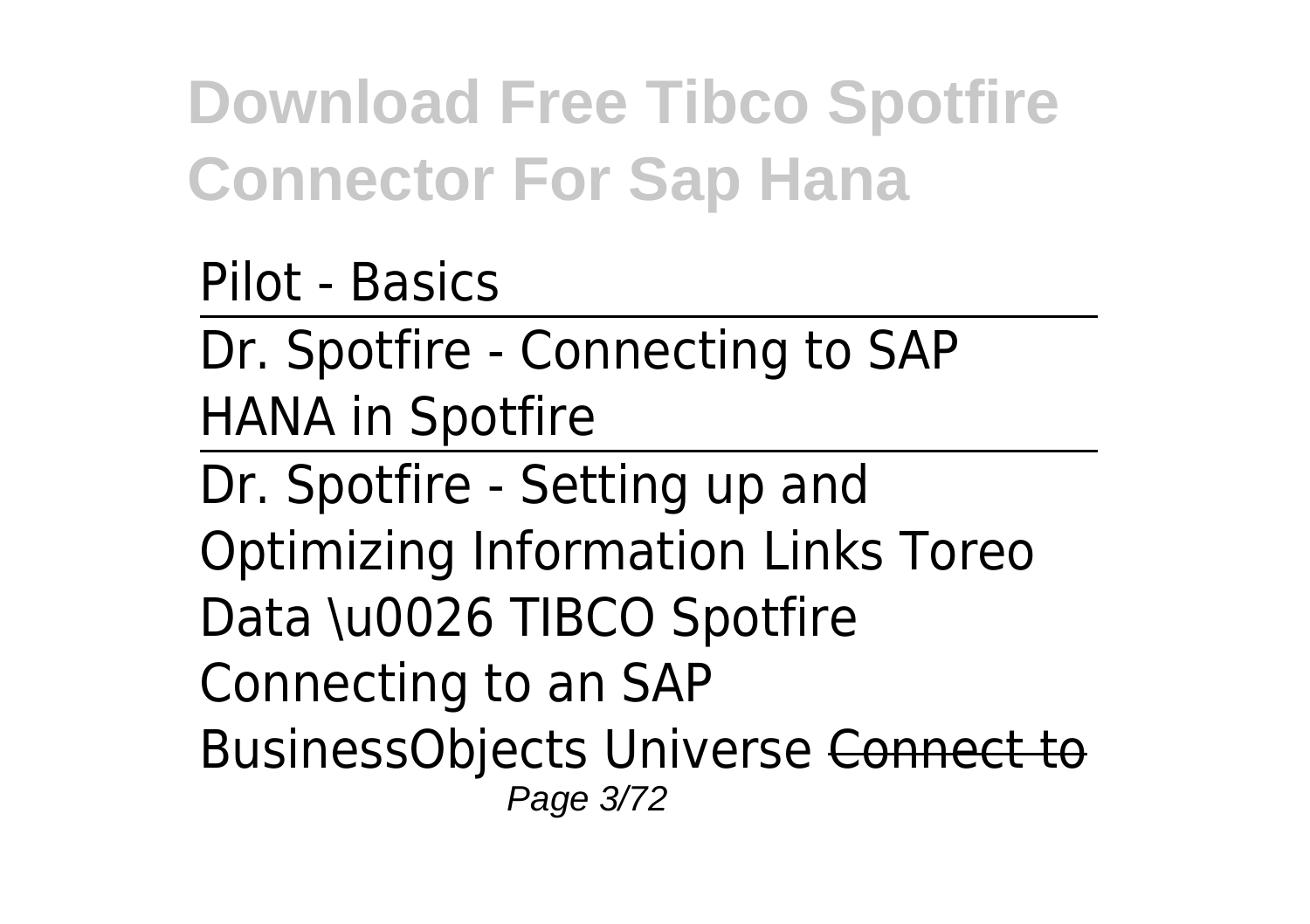Pilot - Basics

---

Dr. Spotfire - Connecting to SAP HANA in Spotfire

---

Dr. Spotfire - Setting up and Optimizing Information Links Toreo Data \u0026 TIBCO Spotfire Connecting to an SAP BusinessObjects Universe ~~Connect to~~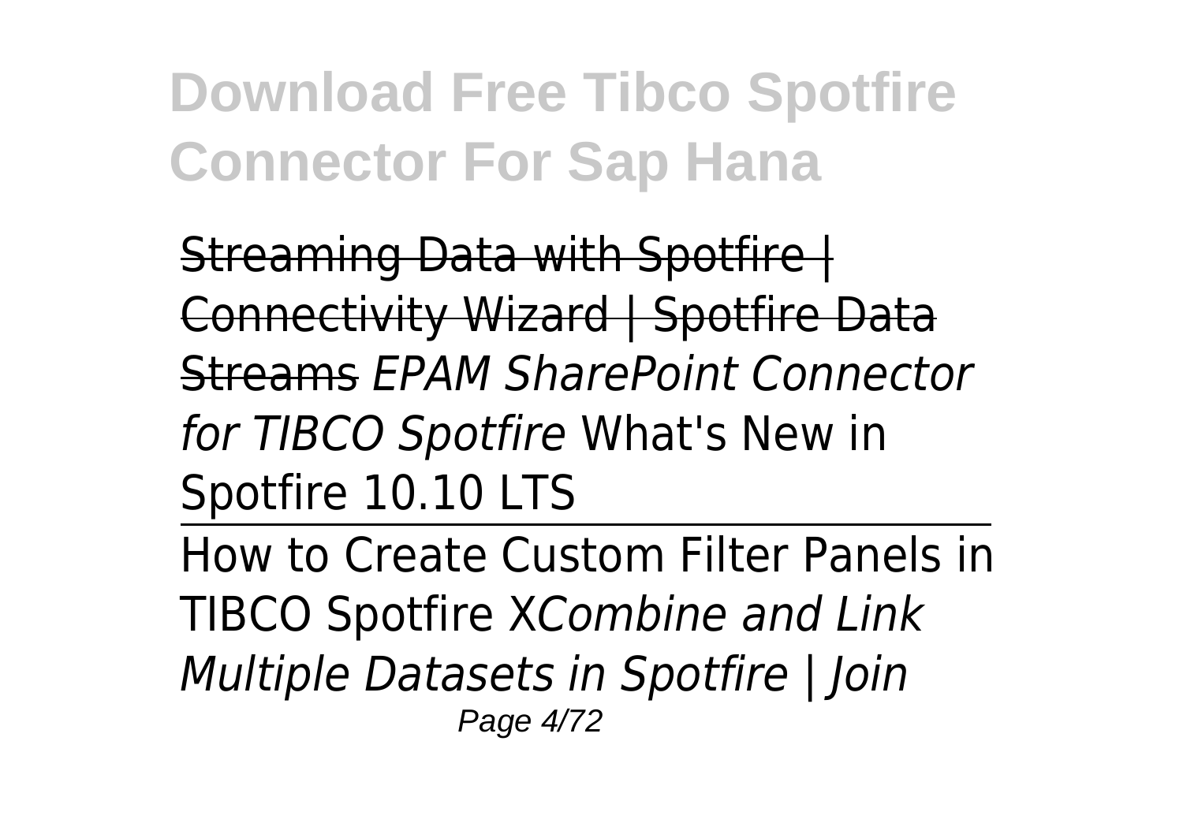Streaming Data with Spotfire | Connectivity Wizard | Spotfire Data Streams *EPAM SharePoint Connector for TIBCO Spotfire* What's New in Spotfire 10.10 LTS

How to Create Custom Filter Panels in TIBCO Spotfire X*Combine and Link Multiple Datasets in Spotfire | Join*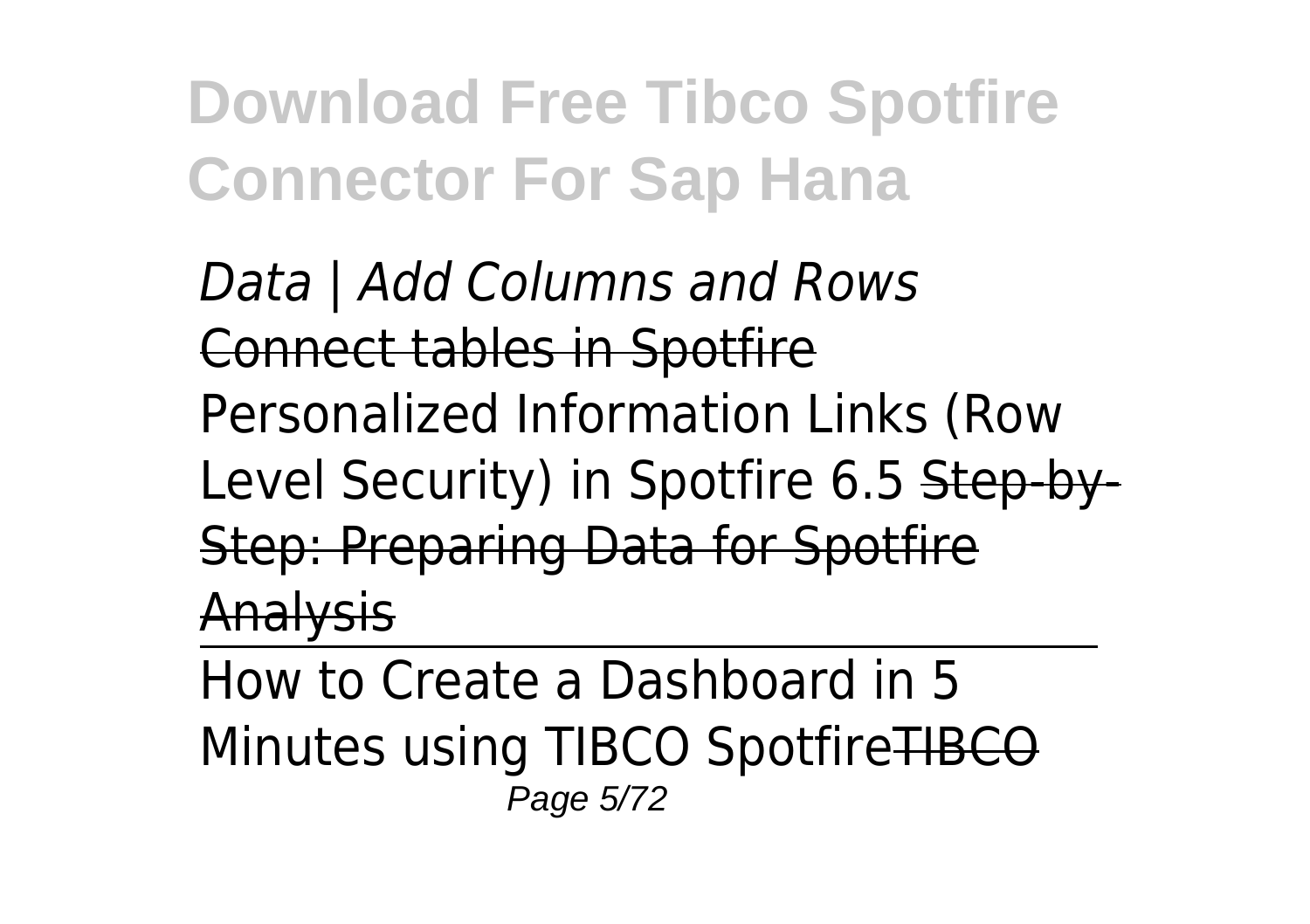*Data | Add Columns and Rows*
Connect tables in Spotfire
Personalized Information Links (Row Level Security) in Spotfire 6.5 Step-by-Step: Preparing Data for Spotfire Analysis

How to Create a Dashboard in 5 Minutes using TIBCO SpotfireTIBCO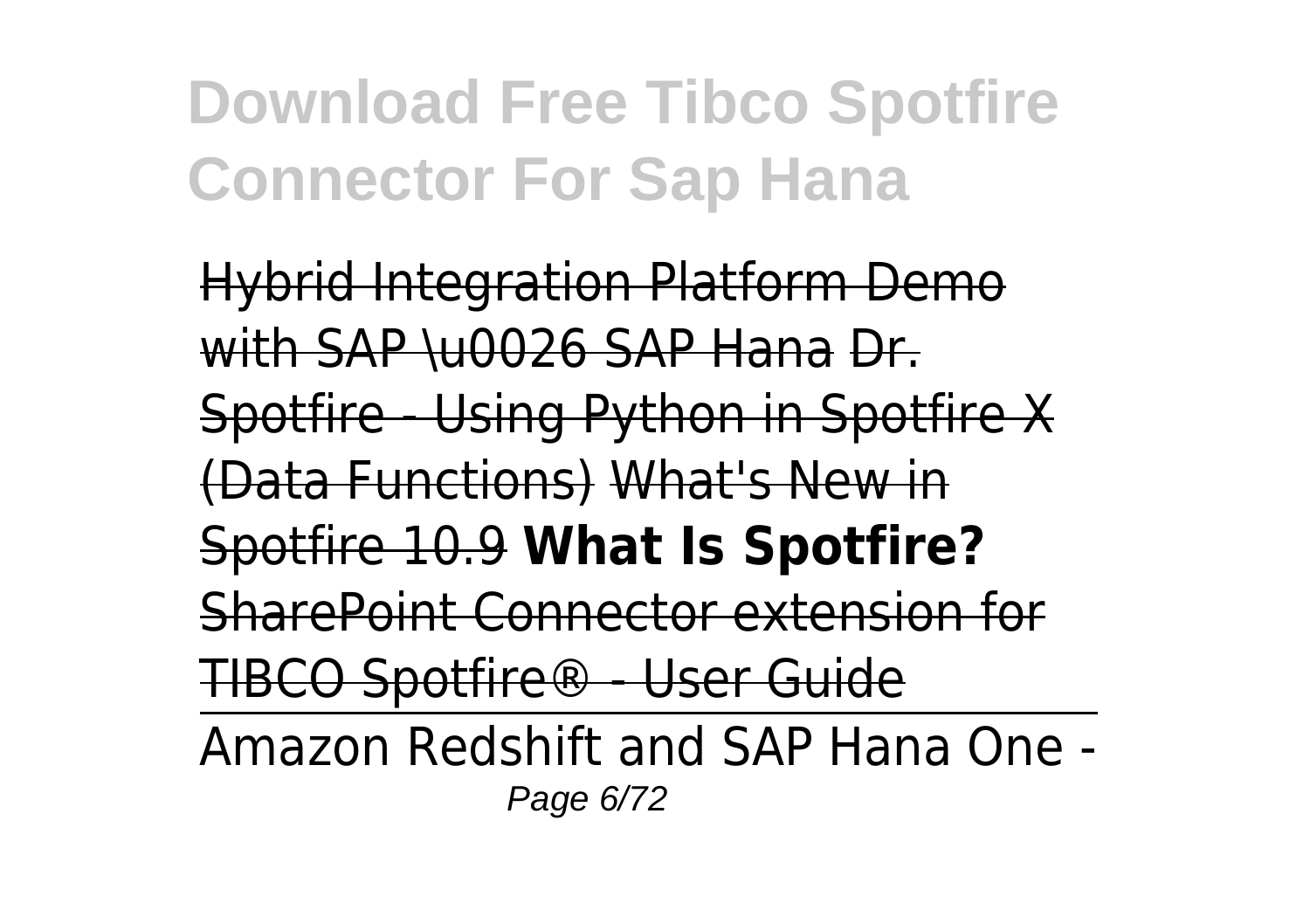Hybrid Integration Platform Demo with SAP \u0026 SAP Hana Dr. Spotfire - Using Python in Spotfire X (Data Functions) What's New in Spotfire 10.9 **What Is Spotfire?** SharePoint Connector extension for TIBCO Spotfire® - User Guide

Amazon Redshift and SAP Hana One -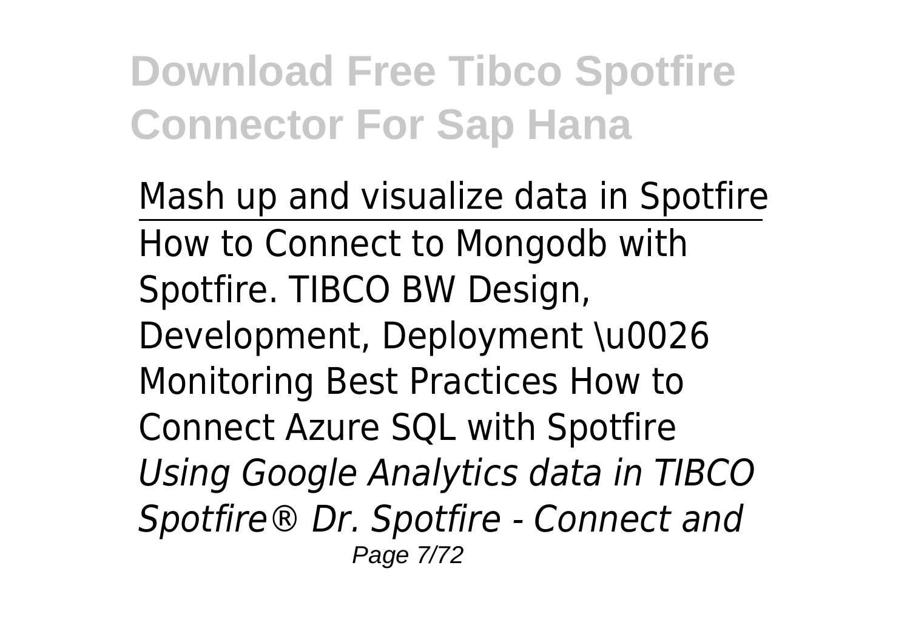Mash up and visualize data in Spotfire

How to Connect to Mongodb with Spotfire. TIBCO BW Design, Development, Deployment \u0026 Monitoring Best Practices How to Connect Azure SQL with Spotfire *Using Google Analytics data in TIBCO Spotfire® Dr. Spotfire - Connect and*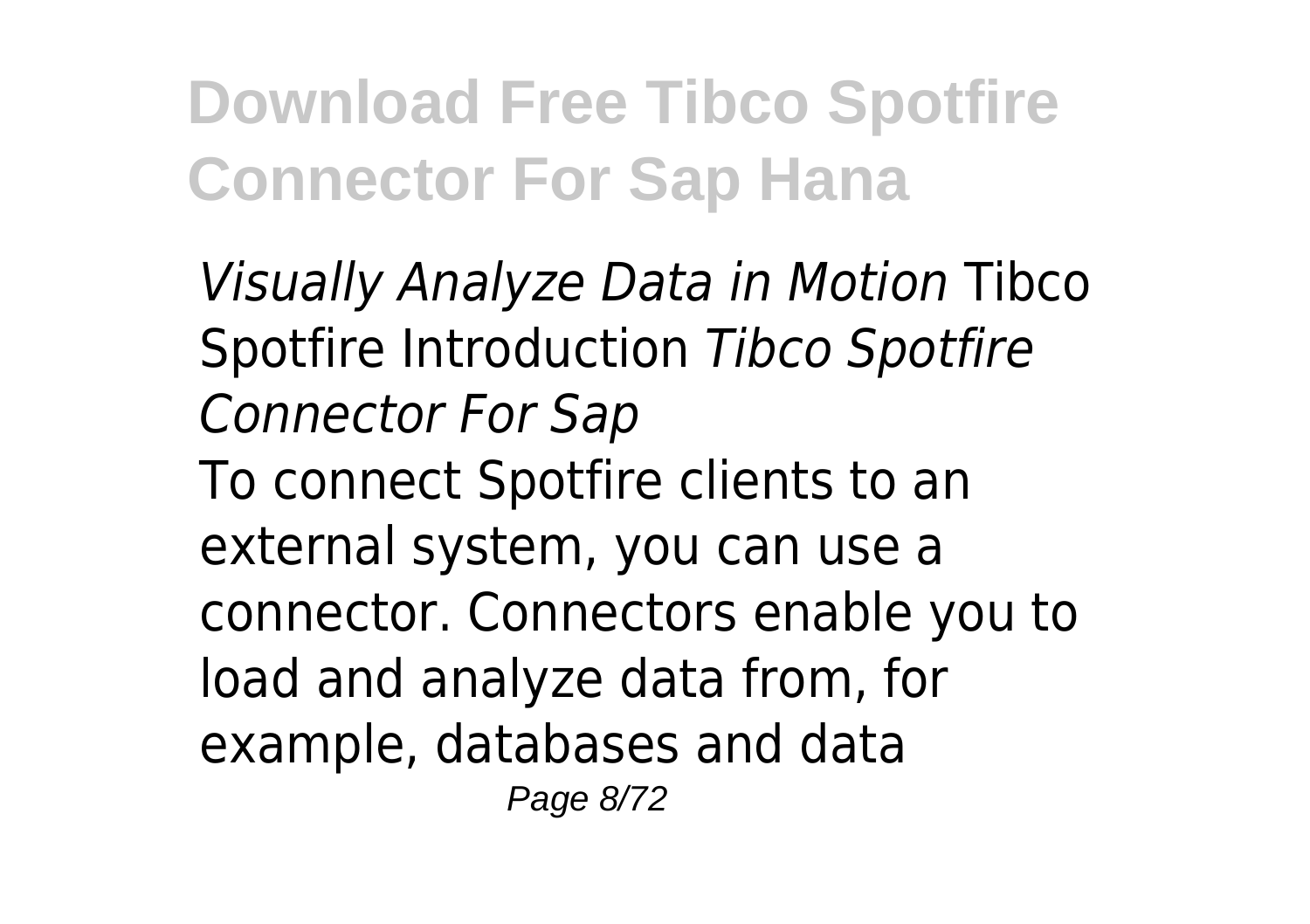*Visually Analyze Data in Motion* Tibco Spotfire Introduction *Tibco Spotfire Connector For Sap*

To connect Spotfire clients to an external system, you can use a connector. Connectors enable you to load and analyze data from, for example, databases and data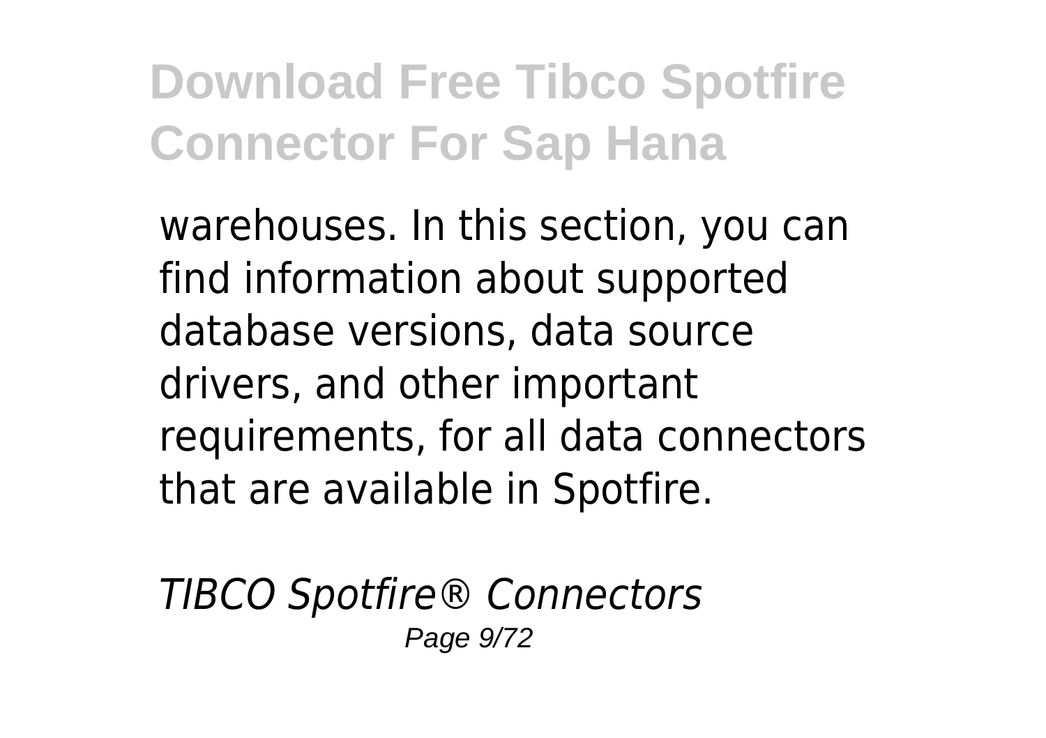warehouses. In this section, you can find information about supported database versions, data source drivers, and other important requirements, for all data connectors that are available in Spotfire.

*TIBCO Spotfire® Connectors*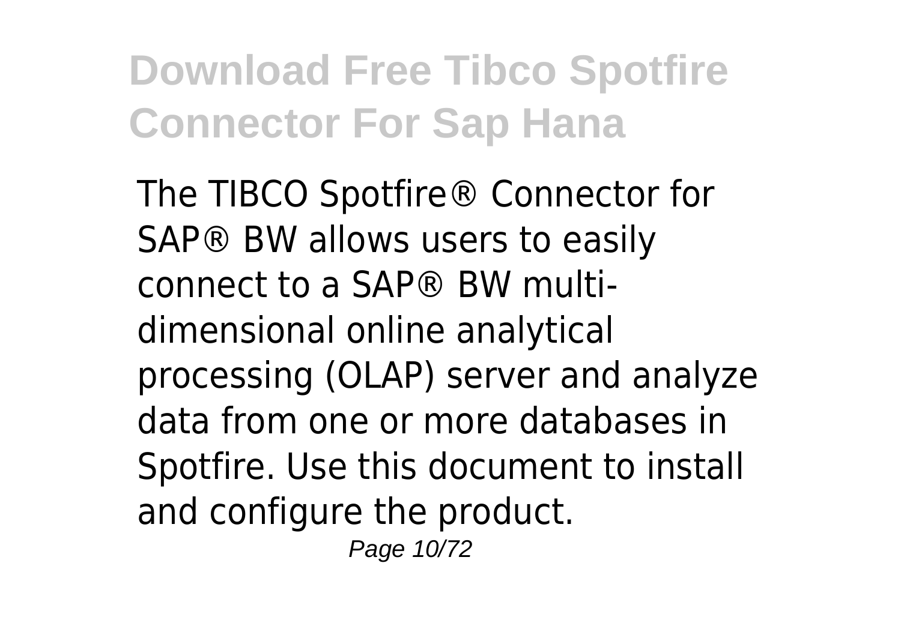The TIBCO Spotfire® Connector for SAP® BW allows users to easily connect to a SAP® BW multi-dimensional online analytical processing (OLAP) server and analyze data from one or more databases in Spotfire. Use this document to install and configure the product.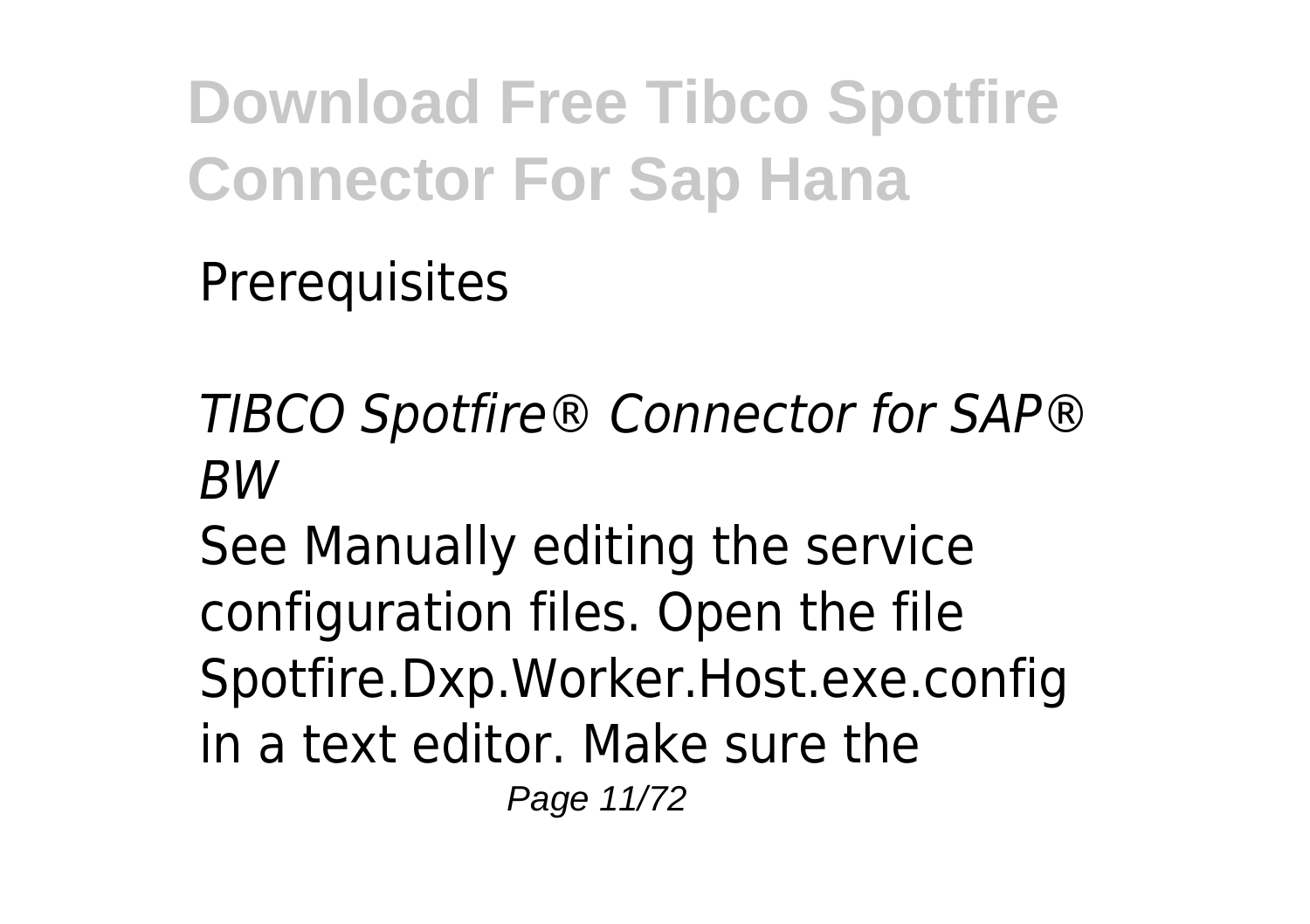Prerequisites

*TIBCO Spotfire® Connector for SAP® BW*

See Manually editing the service configuration files. Open the file Spotfire.Dxp.Worker.Host.exe.config in a text editor. Make sure the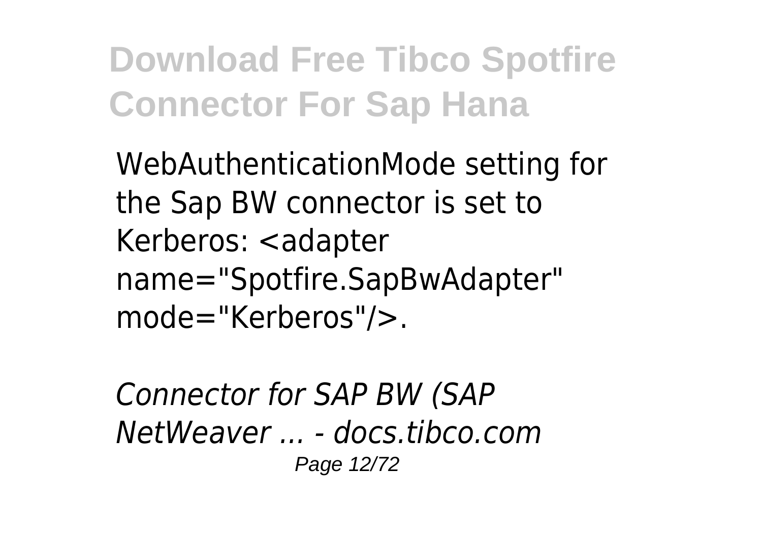WebAuthenticationMode setting for the Sap BW connector is set to Kerberos: <adapter name="Spotfire.SapBwAdapter" mode="Kerberos"/>.

*Connector for SAP BW (SAP NetWeaver ... - docs.tibco.com*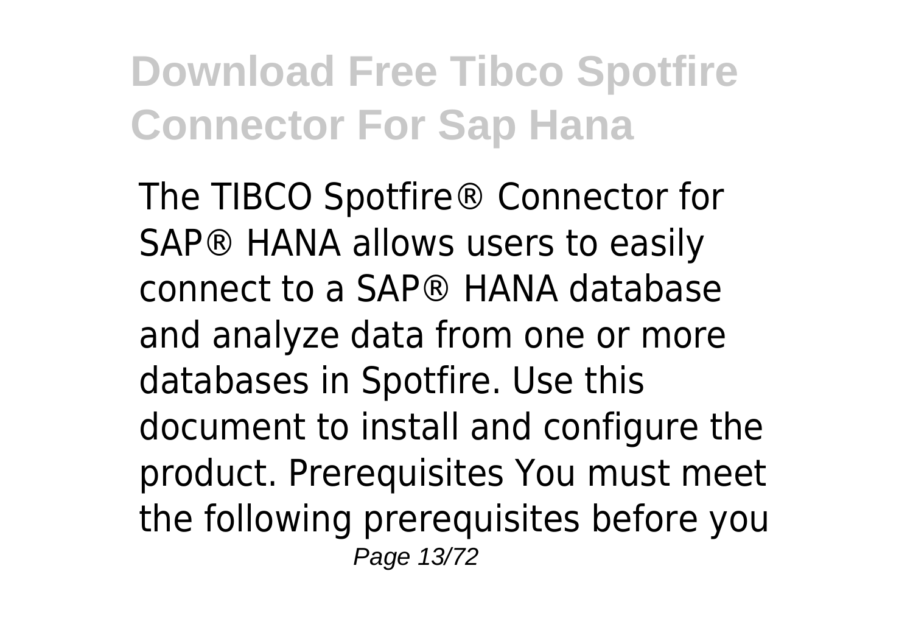The TIBCO Spotfire® Connector for SAP® HANA allows users to easily connect to a SAP® HANA database and analyze data from one or more databases in Spotfire. Use this document to install and configure the product. Prerequisites You must meet the following prerequisites before you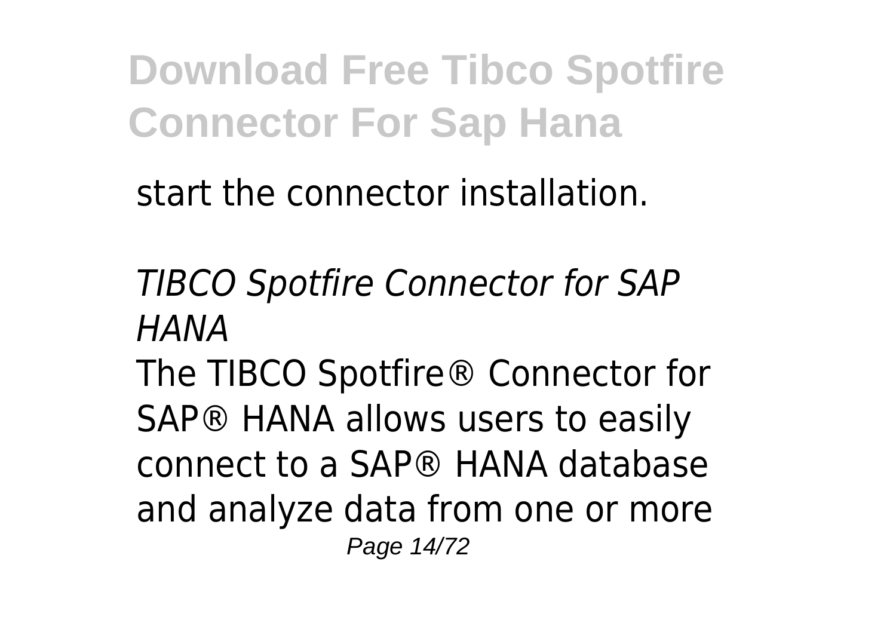start the connector installation.

*TIBCO Spotfire Connector for SAP HANA*

The TIBCO Spotfire® Connector for SAP® HANA allows users to easily connect to a SAP® HANA database and analyze data from one or more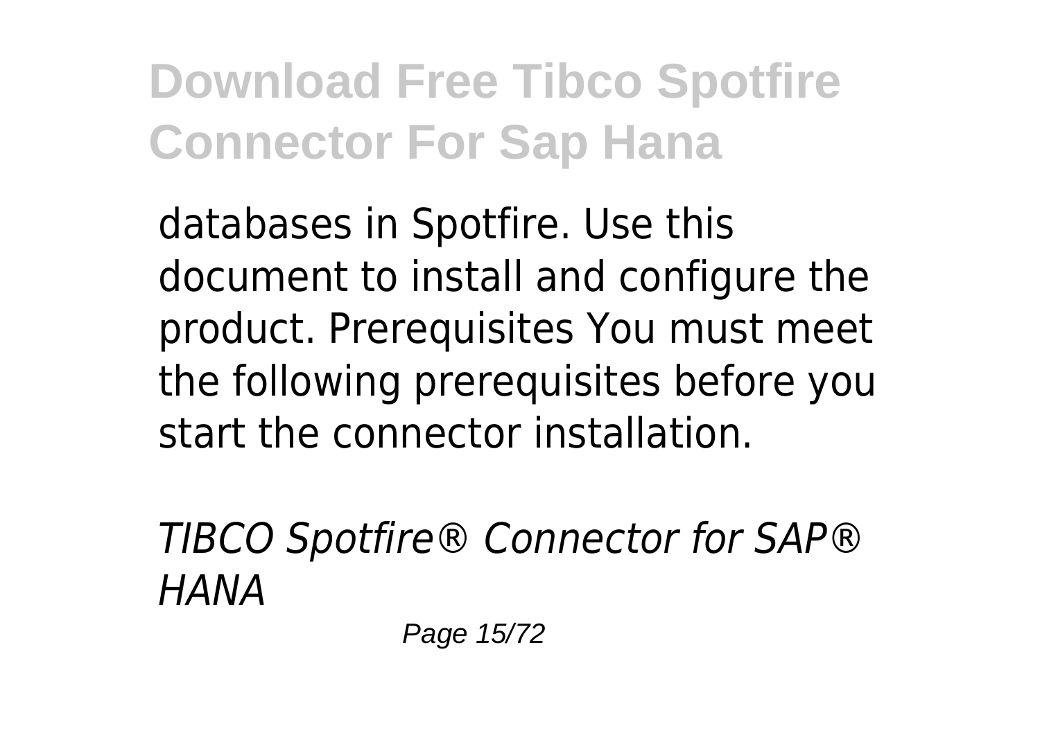databases in Spotfire. Use this document to install and configure the product. Prerequisites You must meet the following prerequisites before you start the connector installation.

*TIBCO Spotfire® Connector for SAP® HANA*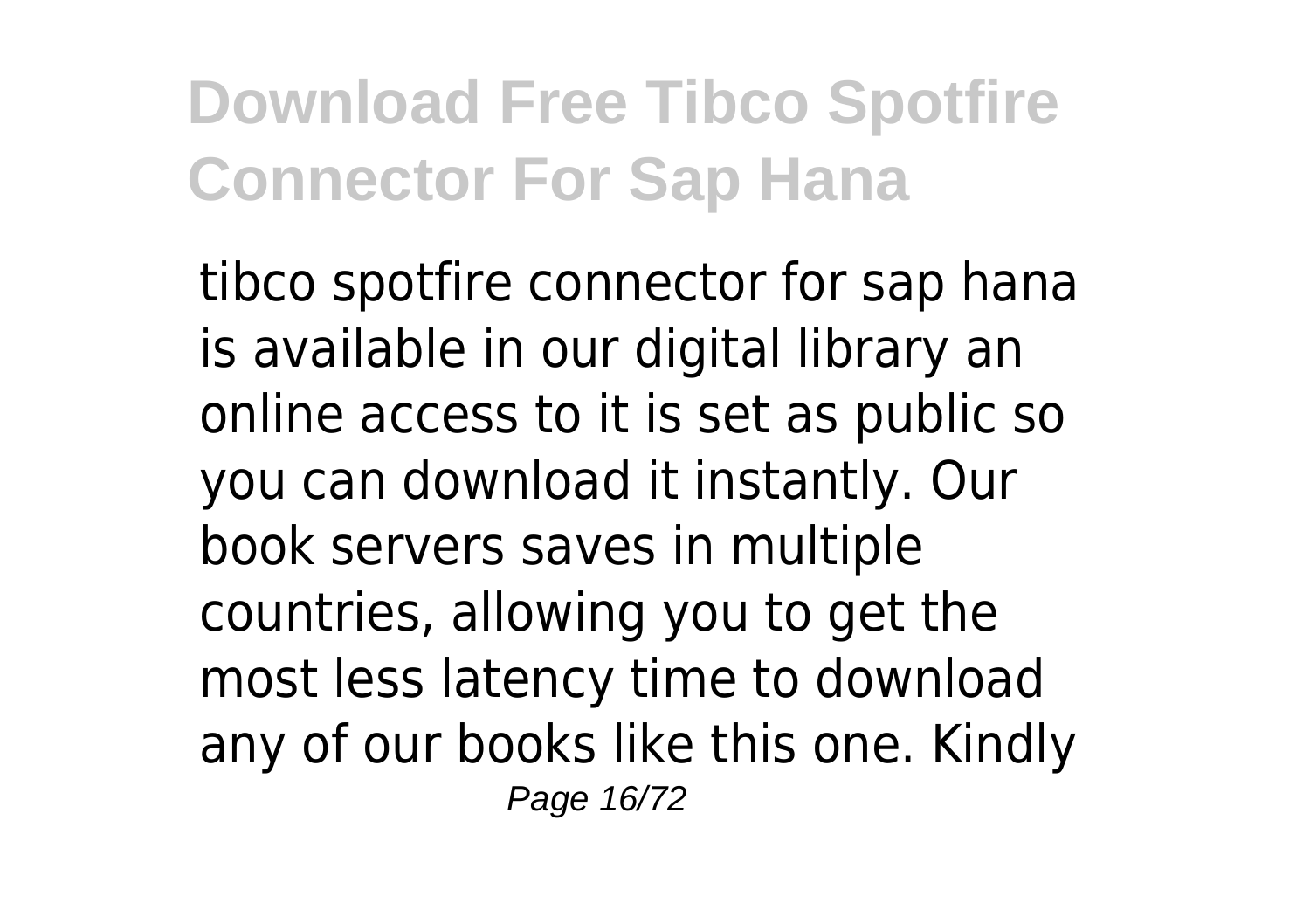tibco spotfire connector for sap hana is available in our digital library an online access to it is set as public so you can download it instantly. Our book servers saves in multiple countries, allowing you to get the most less latency time to download any of our books like this one. Kindly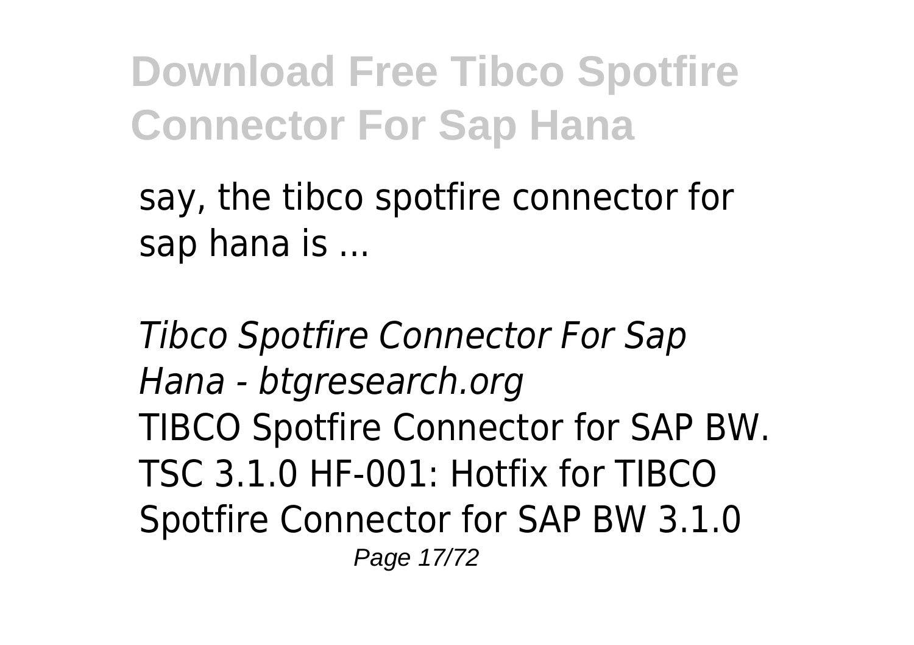say, the tibco spotfire connector for sap hana is ...

*Tibco Spotfire Connector For Sap Hana - btgresearch.org*

TIBCO Spotfire Connector for SAP BW. TSC 3.1.0 HF-001: Hotfix for TIBCO Spotfire Connector for SAP BW 3.1.0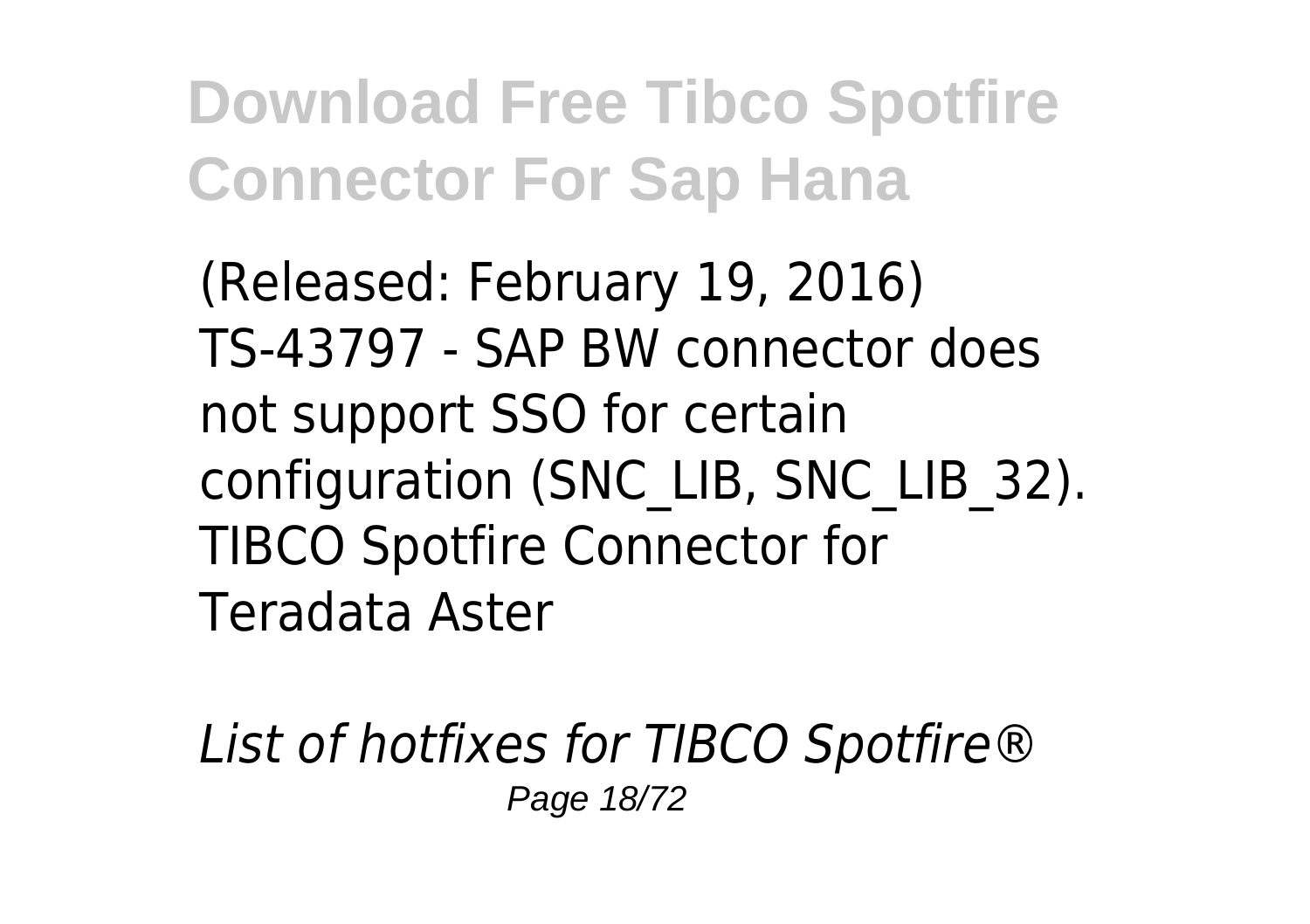(Released: February 19, 2016) TS-43797 - SAP BW connector does not support SSO for certain configuration (SNC_LIB, SNC_LIB_32). TIBCO Spotfire Connector for Teradata Aster

*List of hotfixes for TIBCO Spotfire®*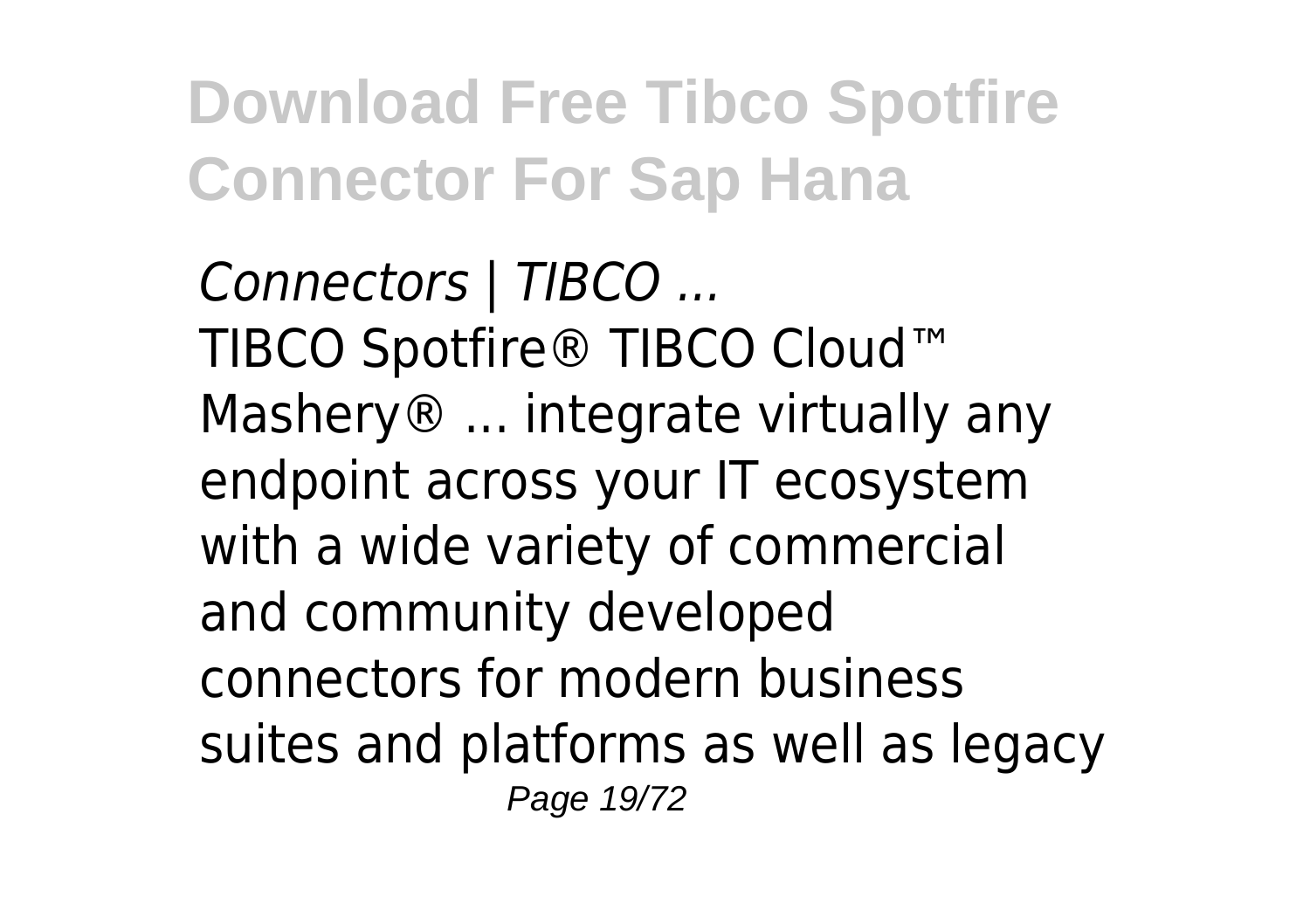*Connectors | TIBCO ...*
TIBCO Spotfire® TIBCO Cloud™ Mashery® ... integrate virtually any endpoint across your IT ecosystem with a wide variety of commercial and community developed connectors for modern business suites and platforms as well as legacy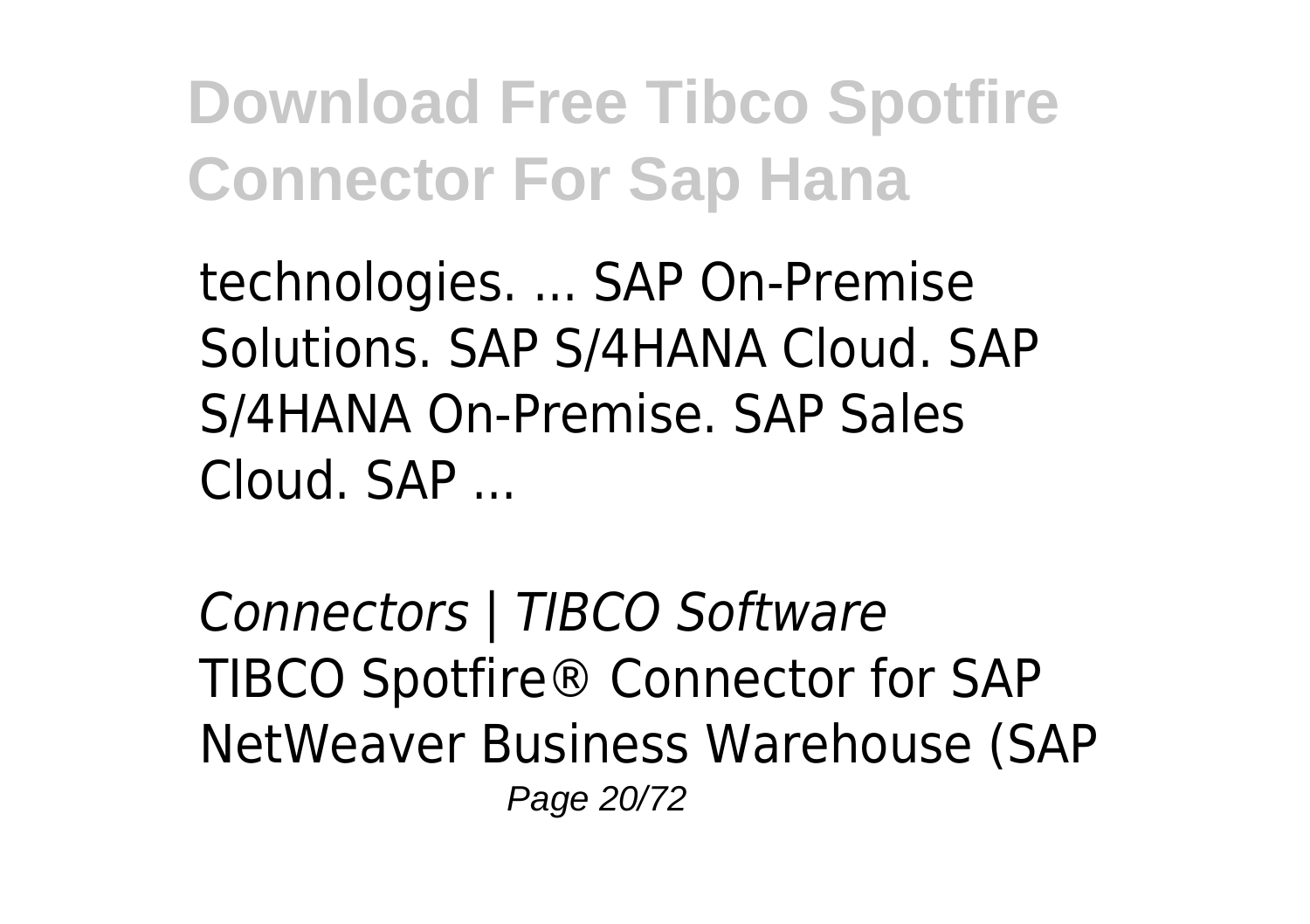technologies. ... SAP On-Premise Solutions. SAP S/4HANA Cloud. SAP S/4HANA On-Premise. SAP Sales Cloud. SAP ...

*Connectors | TIBCO Software*

TIBCO Spotfire® Connector for SAP NetWeaver Business Warehouse (SAP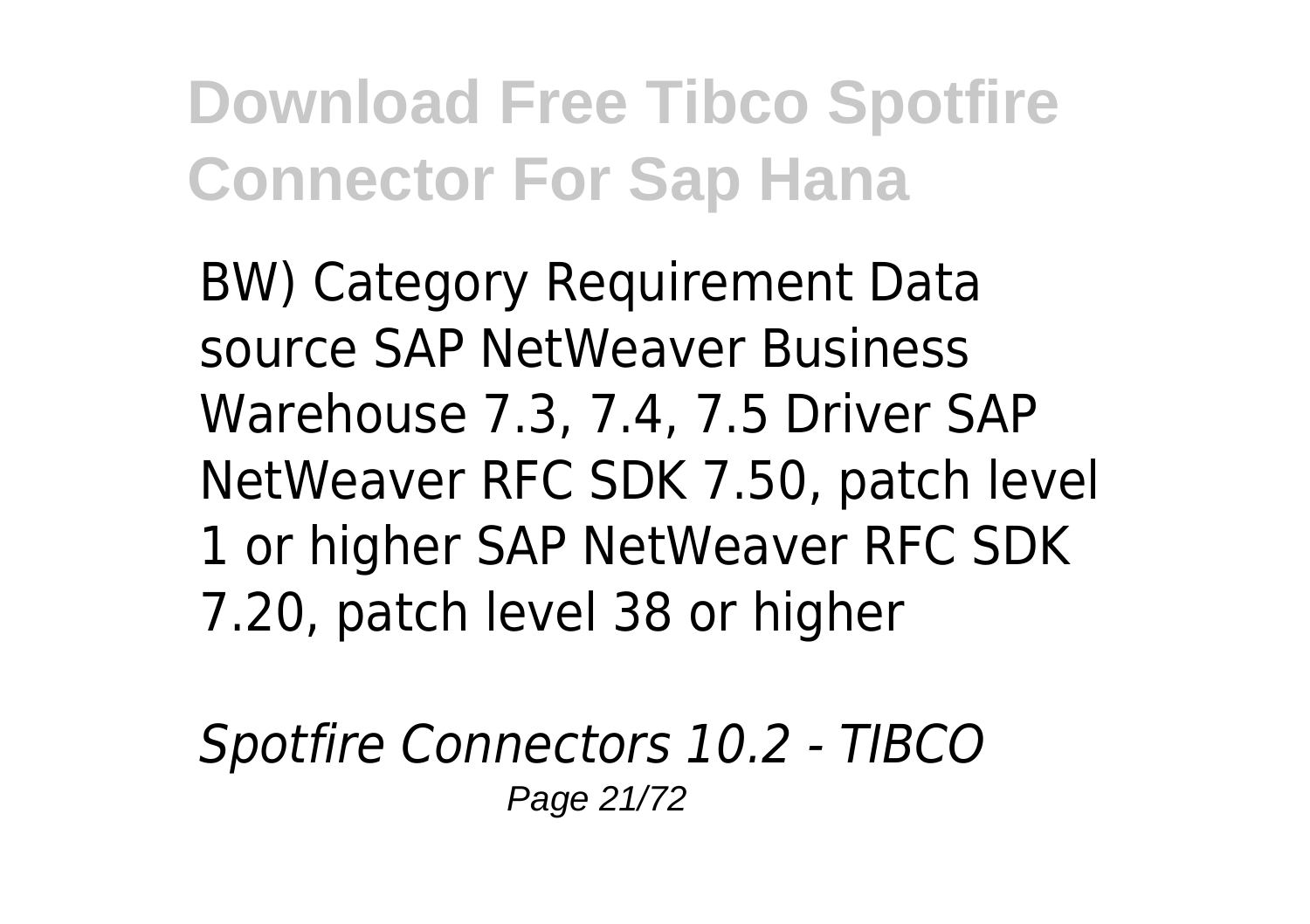BW) Category Requirement Data source SAP NetWeaver Business Warehouse 7.3, 7.4, 7.5 Driver SAP NetWeaver RFC SDK 7.50, patch level 1 or higher SAP NetWeaver RFC SDK 7.20, patch level 38 or higher

*Spotfire Connectors 10.2 - TIBCO*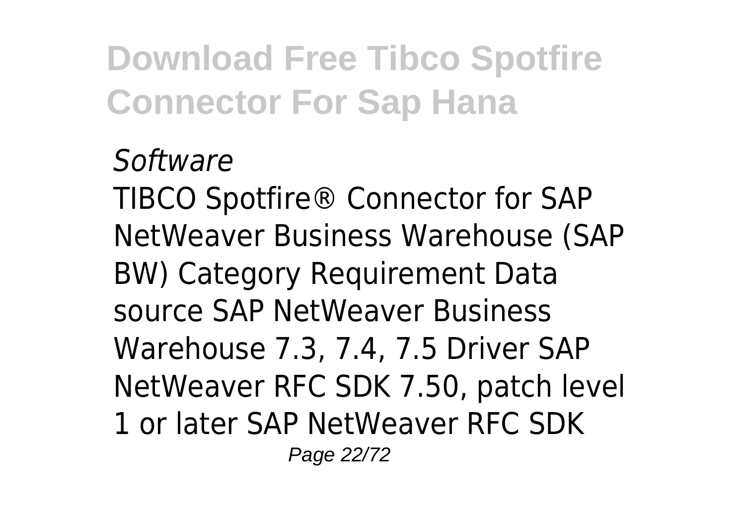*Software*

TIBCO Spotfire® Connector for SAP NetWeaver Business Warehouse (SAP BW) Category Requirement Data source SAP NetWeaver Business Warehouse 7.3, 7.4, 7.5 Driver SAP NetWeaver RFC SDK 7.50, patch level 1 or later SAP NetWeaver RFC SDK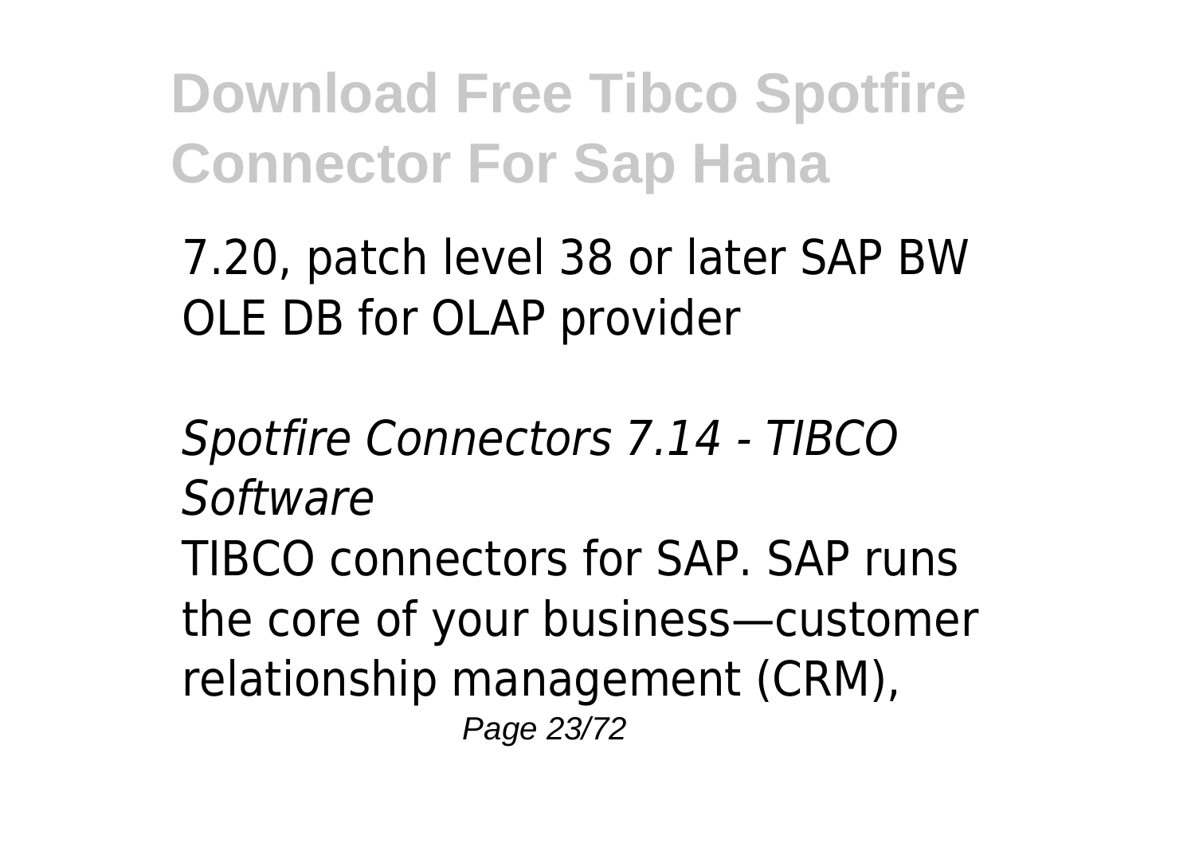7.20, patch level 38 or later SAP BW OLE DB for OLAP provider

*Spotfire Connectors 7.14 - TIBCO Software*

TIBCO connectors for SAP. SAP runs the core of your business—customer relationship management (CRM),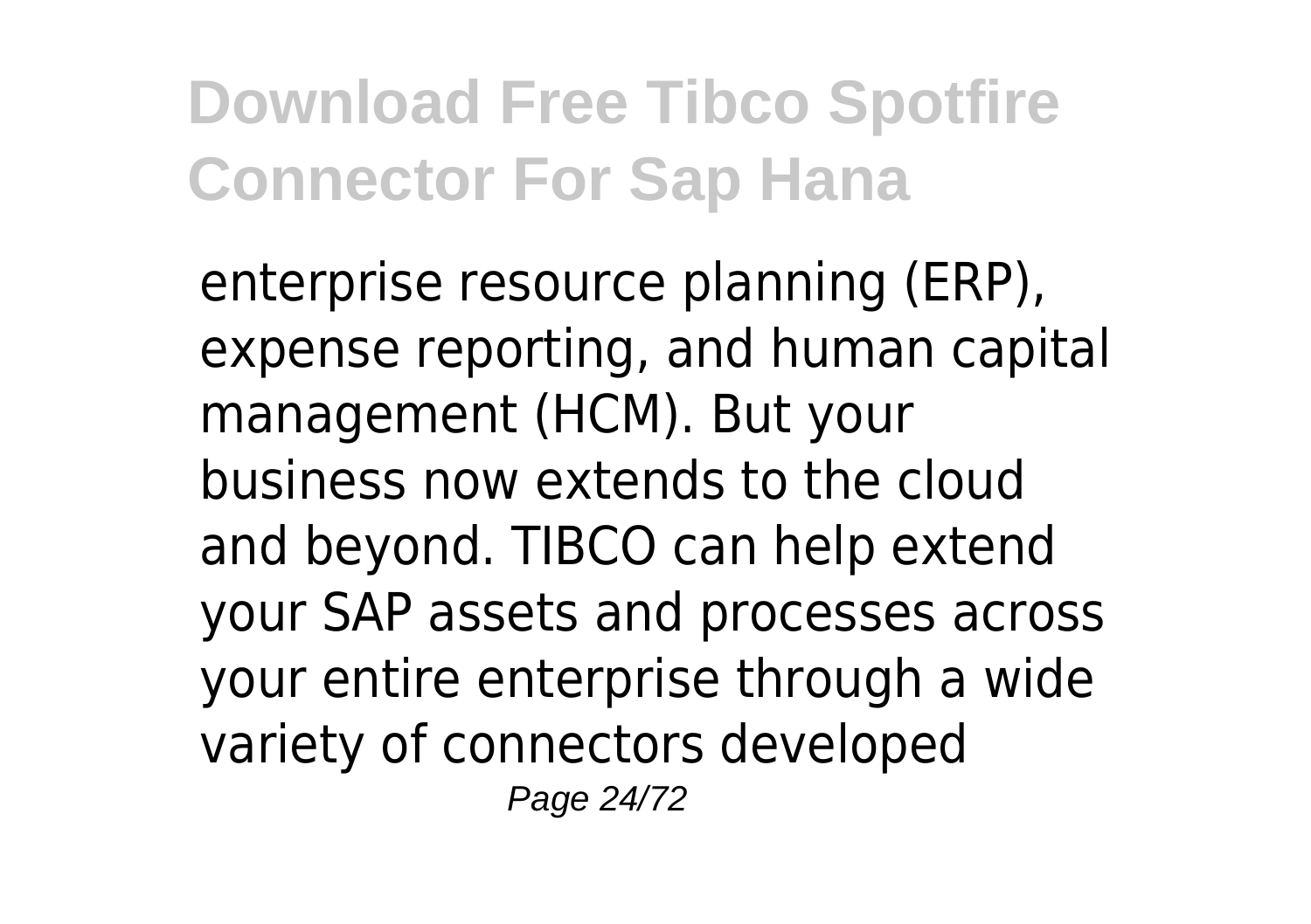enterprise resource planning (ERP), expense reporting, and human capital management (HCM). But your business now extends to the cloud and beyond. TIBCO can help extend your SAP assets and processes across your entire enterprise through a wide variety of connectors developed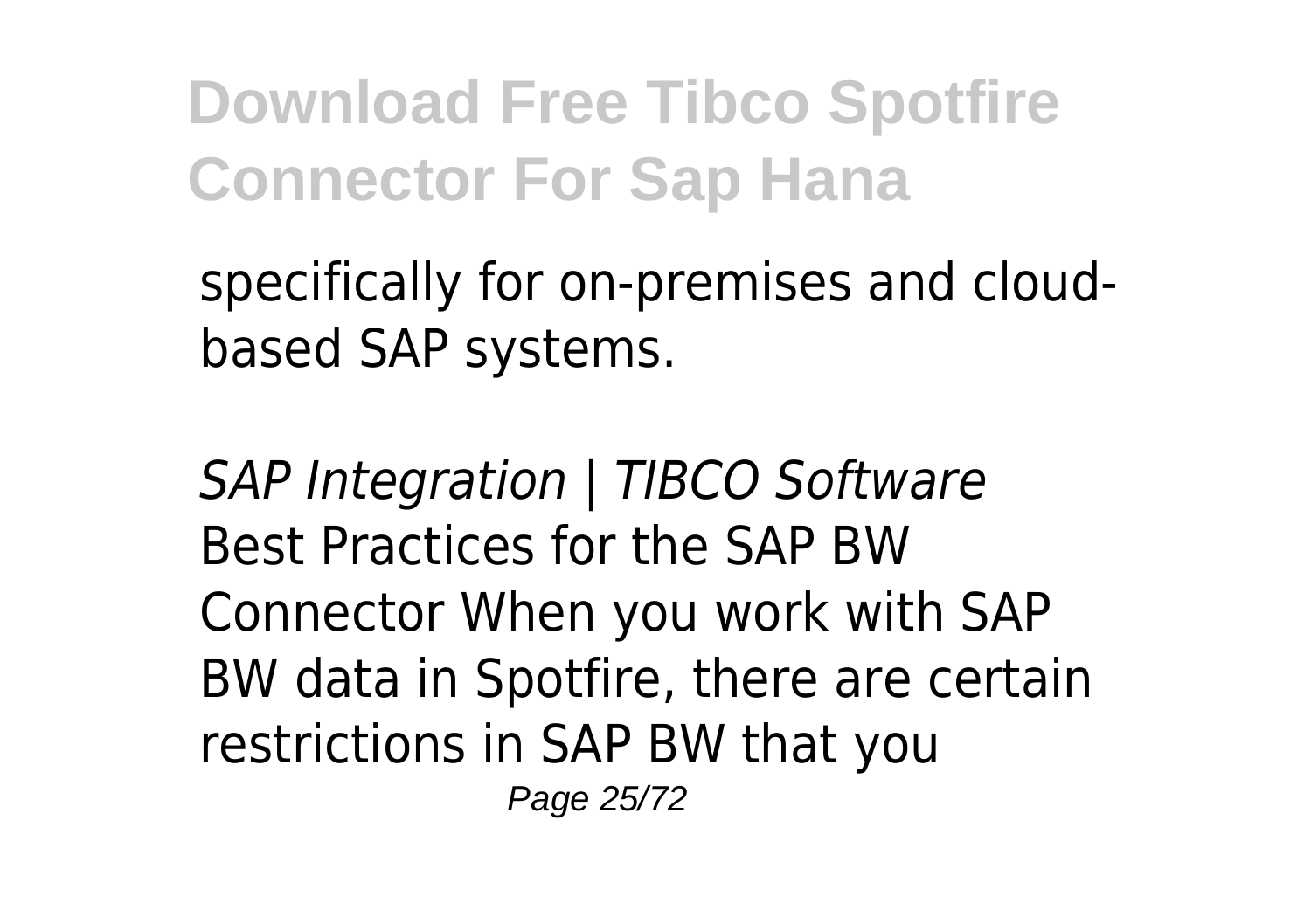specifically for on-premises and cloud-based SAP systems.

*SAP Integration | TIBCO Software*

Best Practices for the SAP BW Connector When you work with SAP BW data in Spotfire, there are certain restrictions in SAP BW that you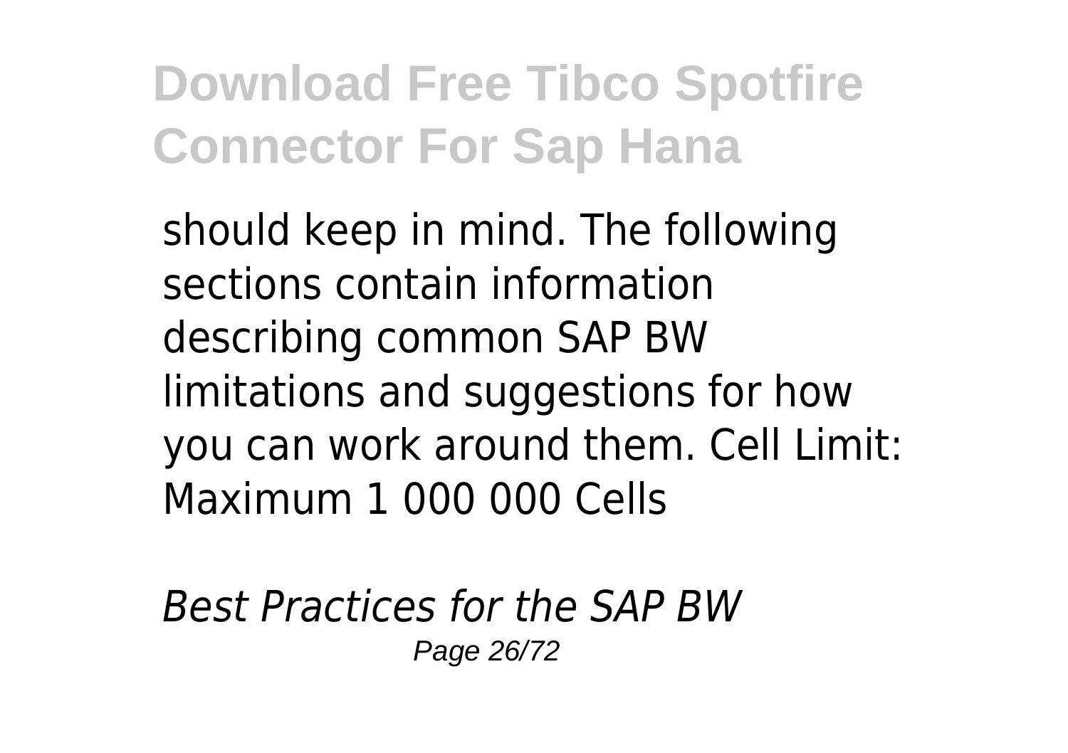should keep in mind. The following sections contain information describing common SAP BW limitations and suggestions for how you can work around them. Cell Limit: Maximum 1 000 000 Cells

*Best Practices for the SAP BW*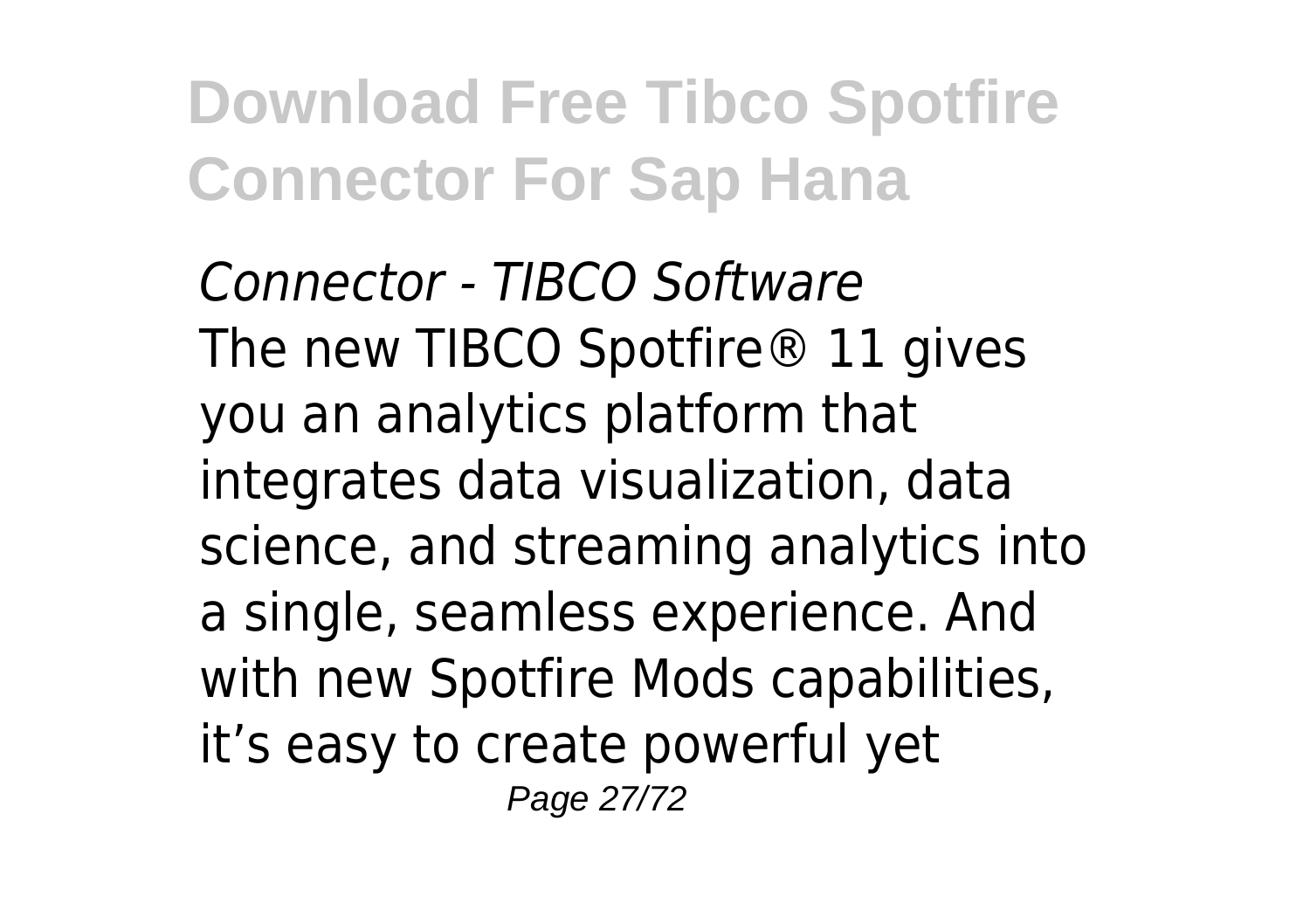*Connector - TIBCO Software*

The new TIBCO Spotfire® 11 gives you an analytics platform that integrates data visualization, data science, and streaming analytics into a single, seamless experience. And with new Spotfire Mods capabilities, it’s easy to create powerful yet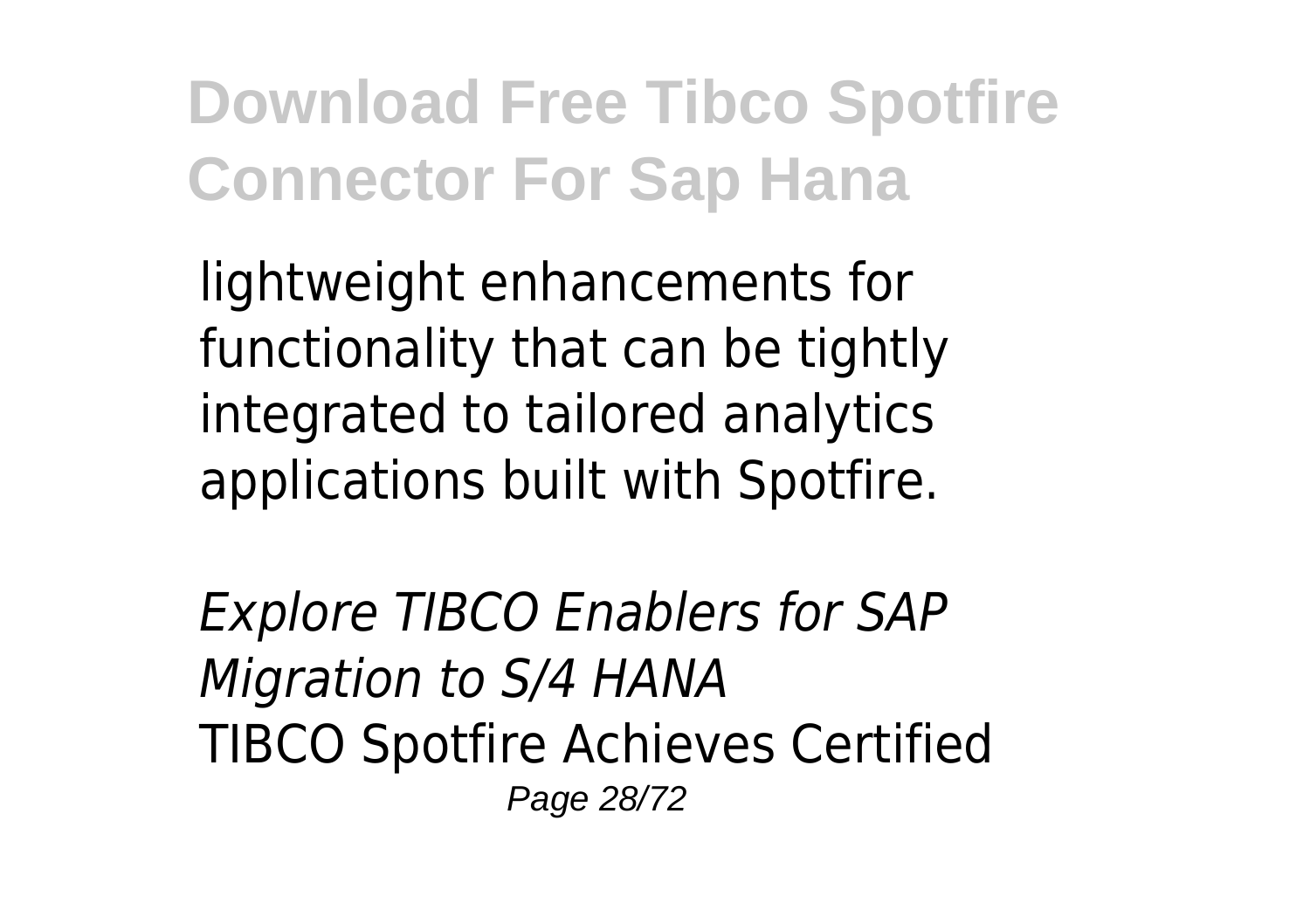lightweight enhancements for functionality that can be tightly integrated to tailored analytics applications built with Spotfire.

*Explore TIBCO Enablers for SAP Migration to S/4 HANA*

TIBCO Spotfire Achieves Certified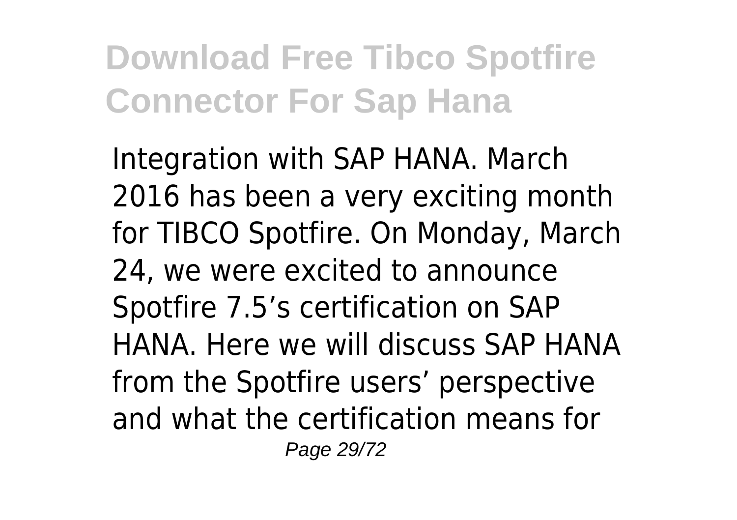Integration with SAP HANA. March 2016 has been a very exciting month for TIBCO Spotfire. On Monday, March 24, we were excited to announce Spotfire 7.5's certification on SAP HANA. Here we will discuss SAP HANA from the Spotfire users' perspective and what the certification means for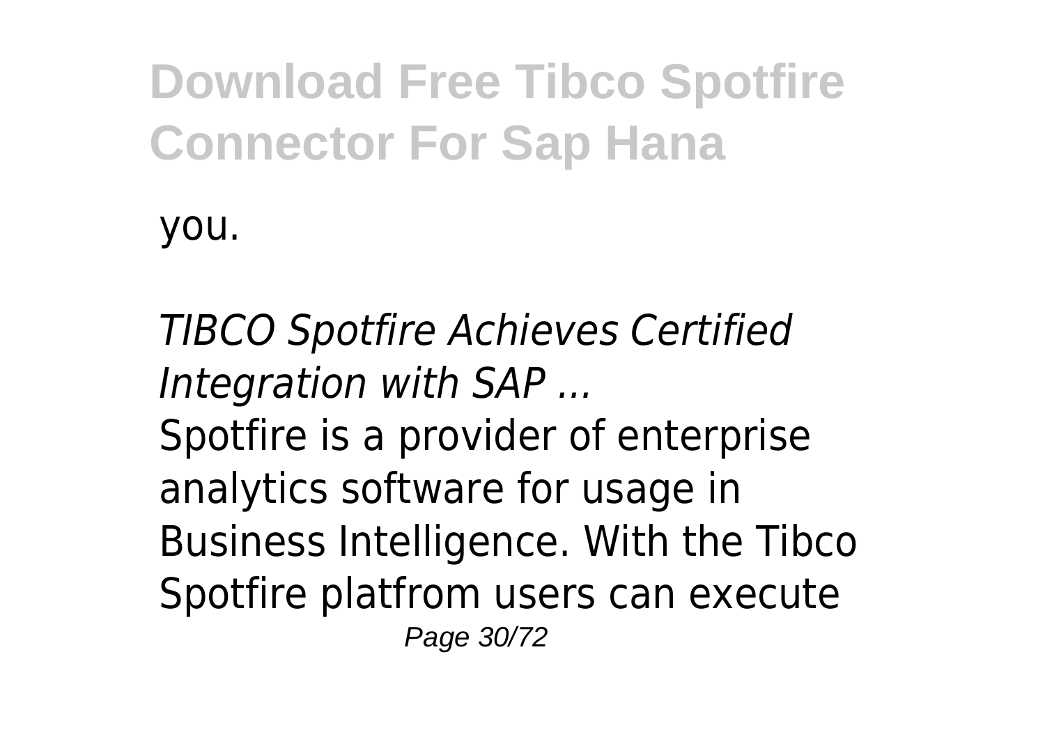you.

*TIBCO Spotfire Achieves Certified Integration with SAP ...*

Spotfire is a provider of enterprise analytics software for usage in Business Intelligence. With the Tibco Spotfire platfrom users can execute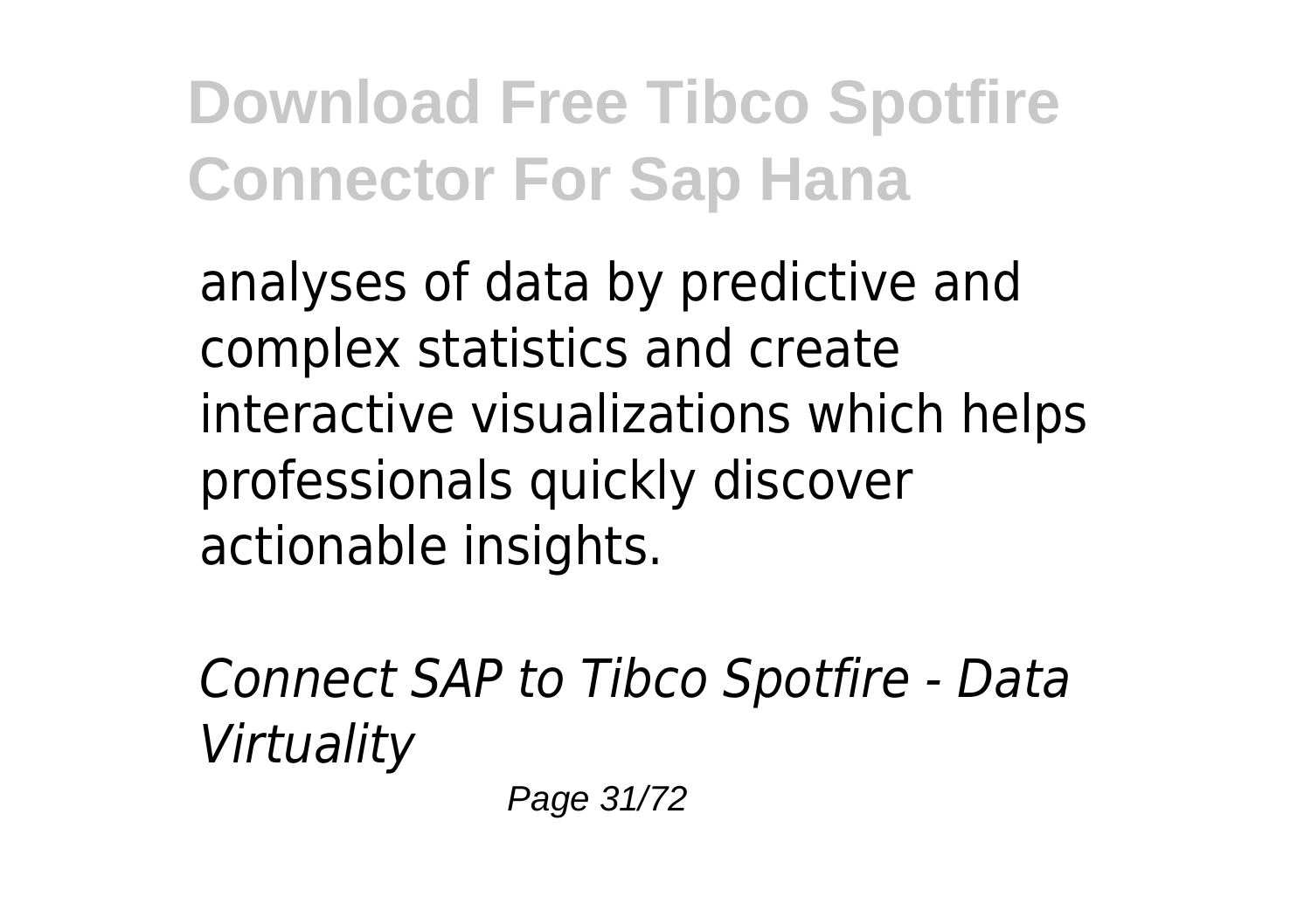analyses of data by predictive and complex statistics and create interactive visualizations which helps professionals quickly discover actionable insights.

*Connect SAP to Tibco Spotfire - Data Virtuality*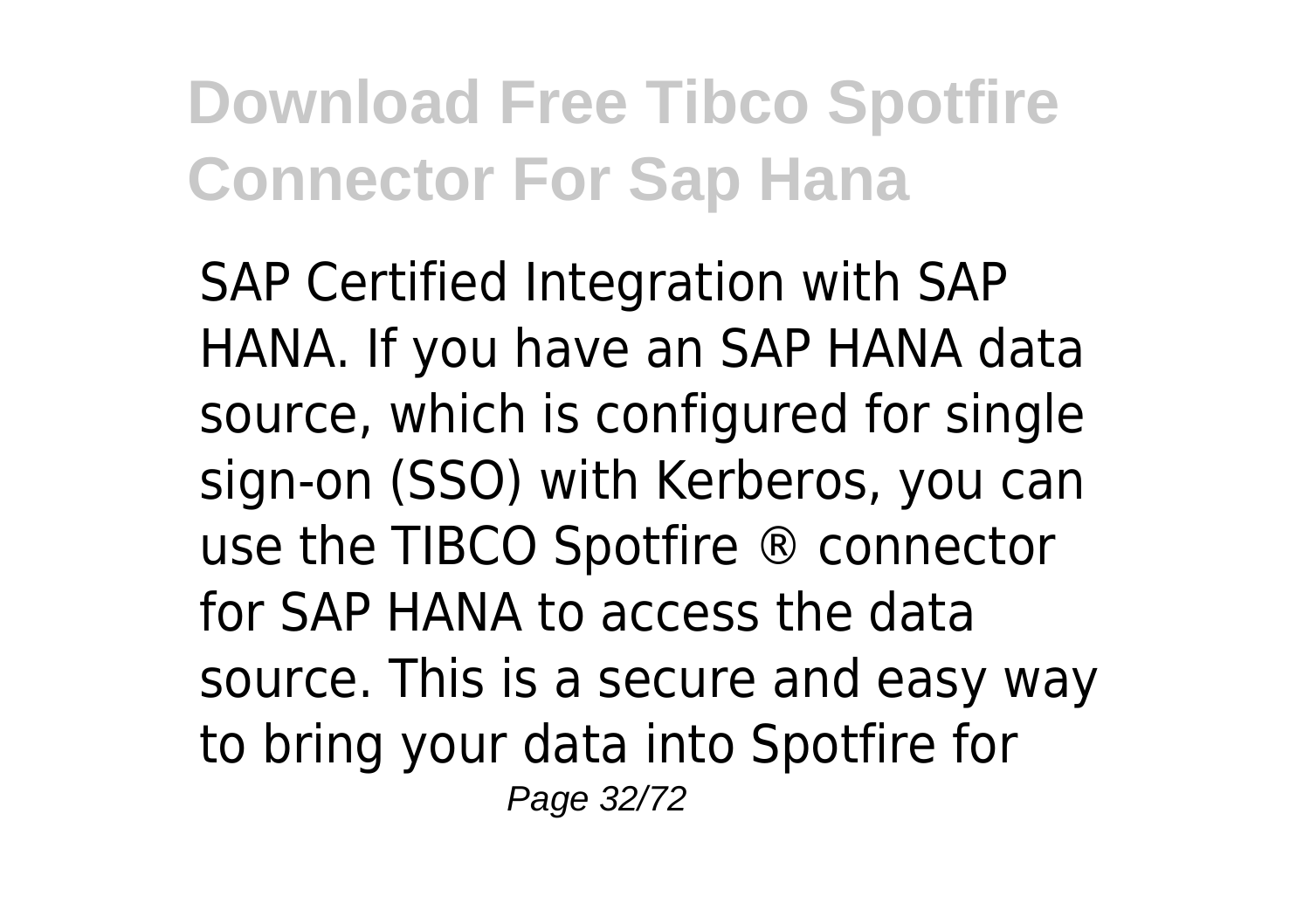SAP Certified Integration with SAP HANA. If you have an SAP HANA data source, which is configured for single sign-on (SSO) with Kerberos, you can use the TIBCO Spotfire ® connector for SAP HANA to access the data source. This is a secure and easy way to bring your data into Spotfire for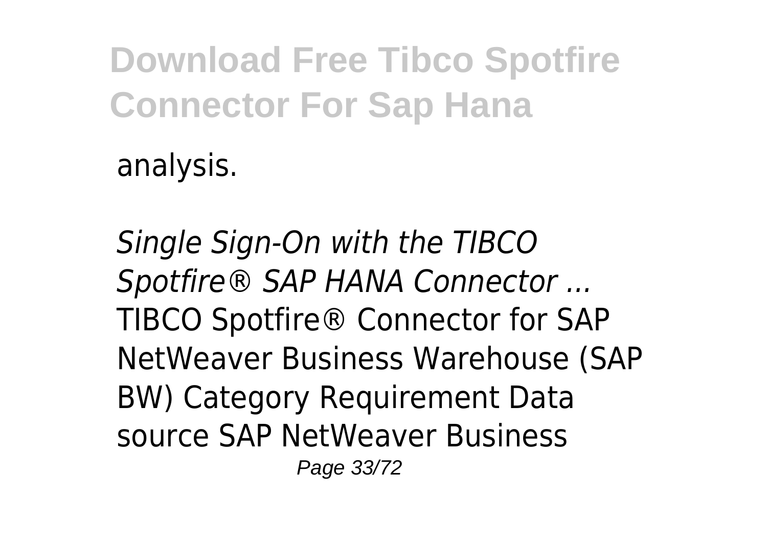analysis.

*Single Sign-On with the TIBCO Spotfire® SAP HANA Connector ...*
TIBCO Spotfire® Connector for SAP NetWeaver Business Warehouse (SAP BW) Category Requirement Data source SAP NetWeaver Business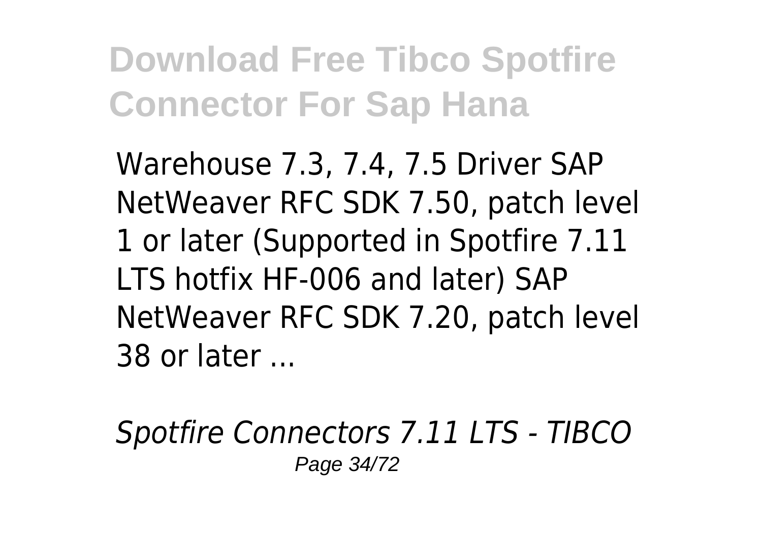Warehouse 7.3, 7.4, 7.5 Driver SAP NetWeaver RFC SDK 7.50, patch level 1 or later (Supported in Spotfire 7.11 LTS hotfix HF-006 and later) SAP NetWeaver RFC SDK 7.20, patch level 38 or later ...

*Spotfire Connectors 7.11 LTS - TIBCO*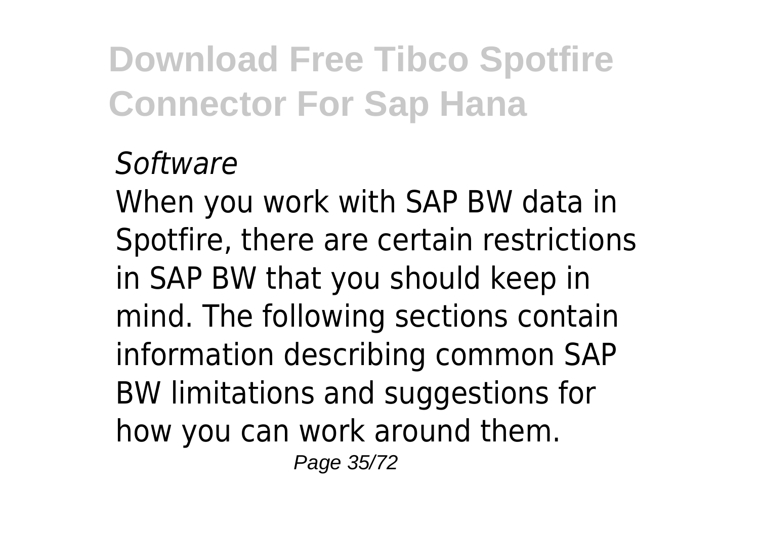*Software*

When you work with SAP BW data in Spotfire, there are certain restrictions in SAP BW that you should keep in mind. The following sections contain information describing common SAP BW limitations and suggestions for how you can work around them.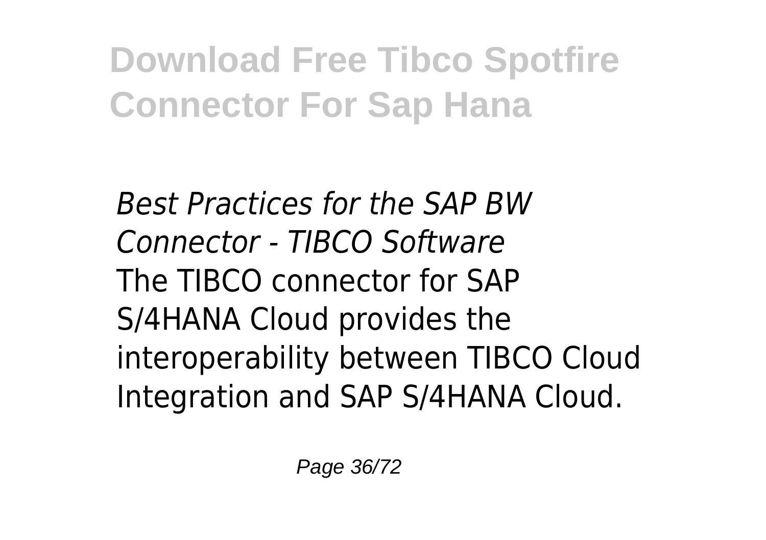*Best Practices for the SAP BW Connector - TIBCO Software*

The TIBCO connector for SAP S/4HANA Cloud provides the interoperability between TIBCO Cloud Integration and SAP S/4HANA Cloud.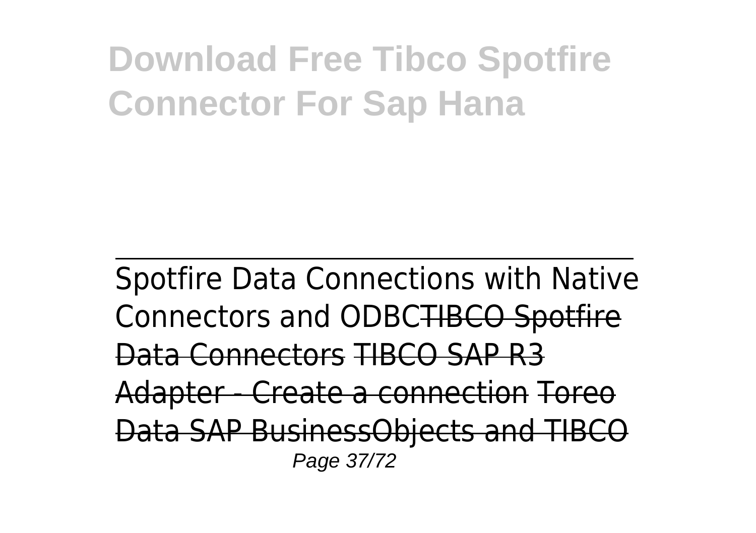# Download Free Tibco Spotfire Connector For Sap Hana

Spotfire Data Connections with Native Connectors and ODBC~~TIBCO Spotfire Data Connectors~~ ~~TIBCO SAP R3 Adapter - Create a connection~~ ~~Toreo Data SAP BusinessObjects and TIBCO~~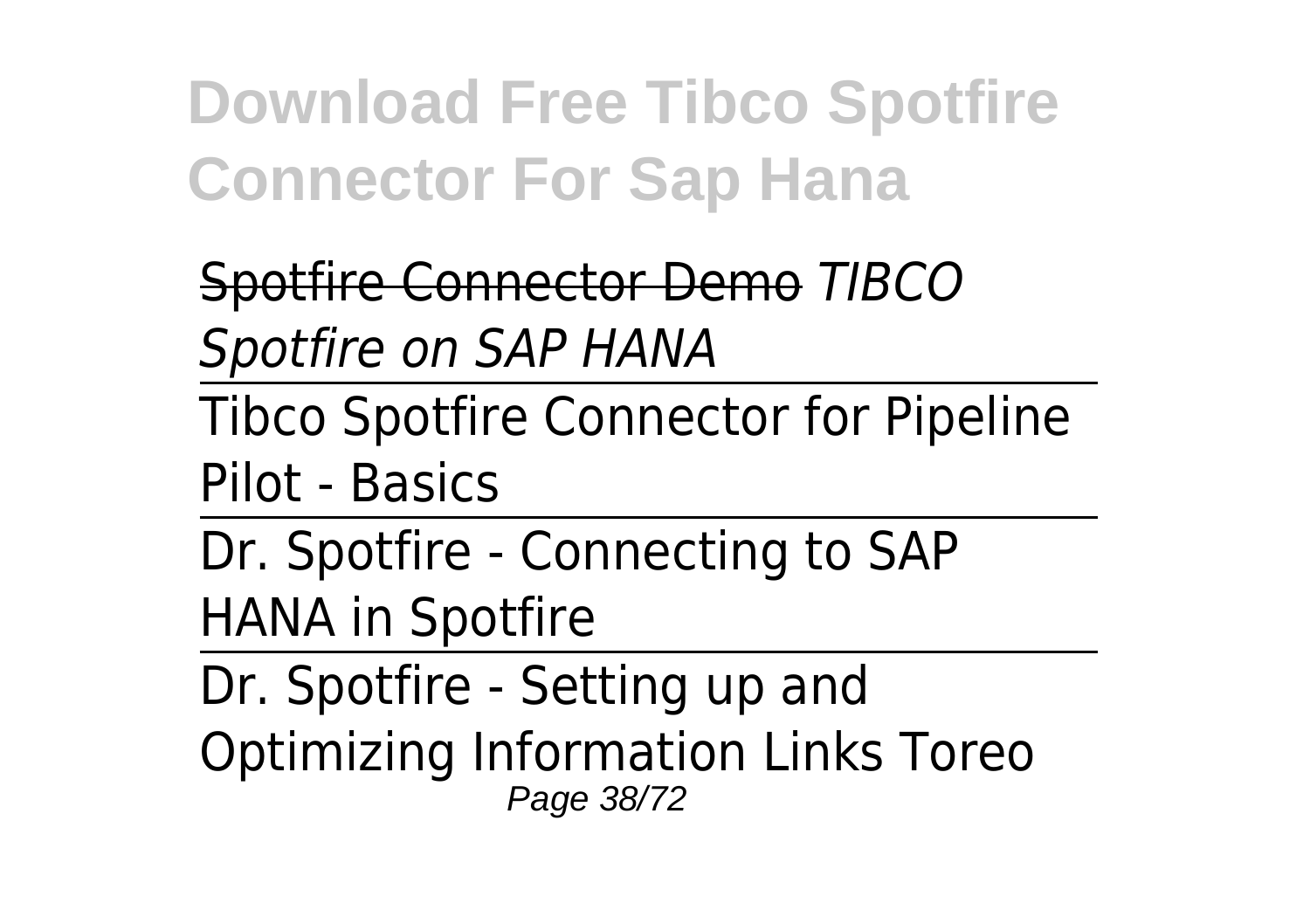~~Spotfire Connector Demo~~ *TIBCO Spotfire on SAP HANA*

Tibco Spotfire Connector for Pipeline Pilot - Basics

Dr. Spotfire - Connecting to SAP HANA in Spotfire

Dr. Spotfire - Setting up and Optimizing Information Links Toreo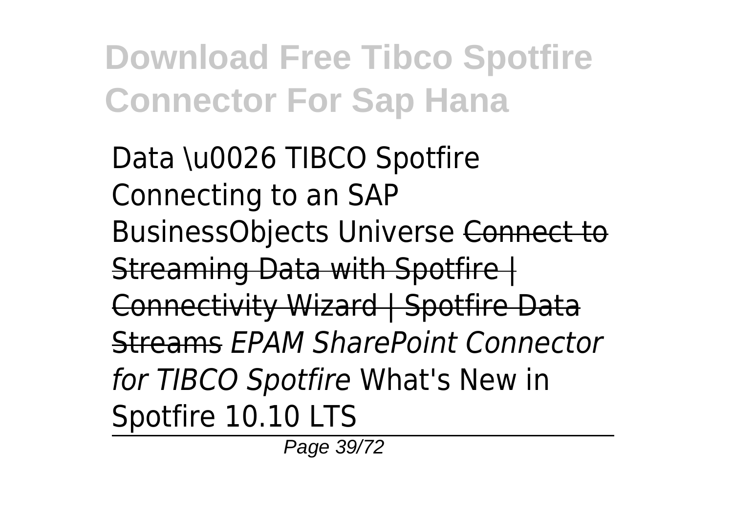Data \u0026 TIBCO Spotfire Connecting to an SAP BusinessObjects Universe ~~Connect to Streaming Data with Spotfire | Connectivity Wizard | Spotfire Data Streams~~ *EPAM SharePoint Connector for TIBCO Spotfire* What's New in Spotfire 10.10 LTS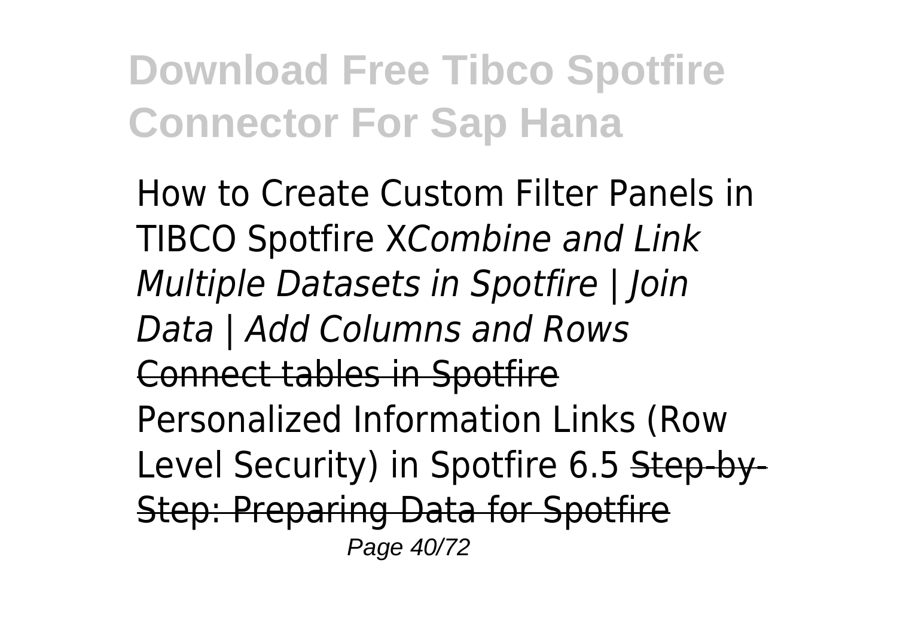How to Create Custom Filter Panels in TIBCO Spotfire X*Combine and Link Multiple Datasets in Spotfire | Join Data | Add Columns and Rows* ~~Connect tables in Spotfire~~ Personalized Information Links (Row Level Security) in Spotfire 6.5 ~~Step-by-Step: Preparing Data for Spotfire~~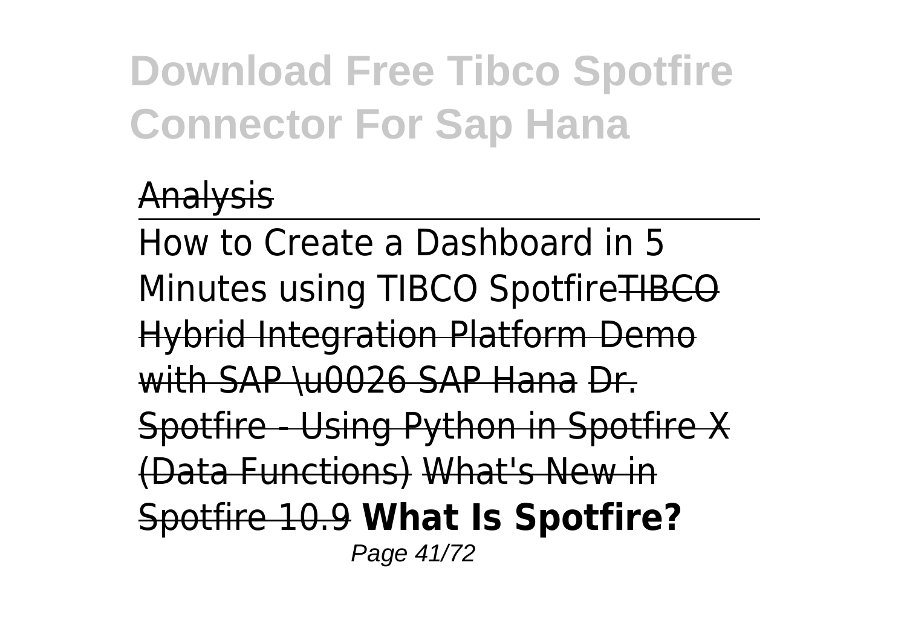Analysis

How to Create a Dashboard in 5 Minutes using TIBCO SpotfireTIBCO Hybrid Integration Platform Demo with SAP \u0026 SAP Hana Dr. Spotfire - Using Python in Spotfire X (Data Functions) What's New in Spotfire 10.9 **What Is Spotfire?**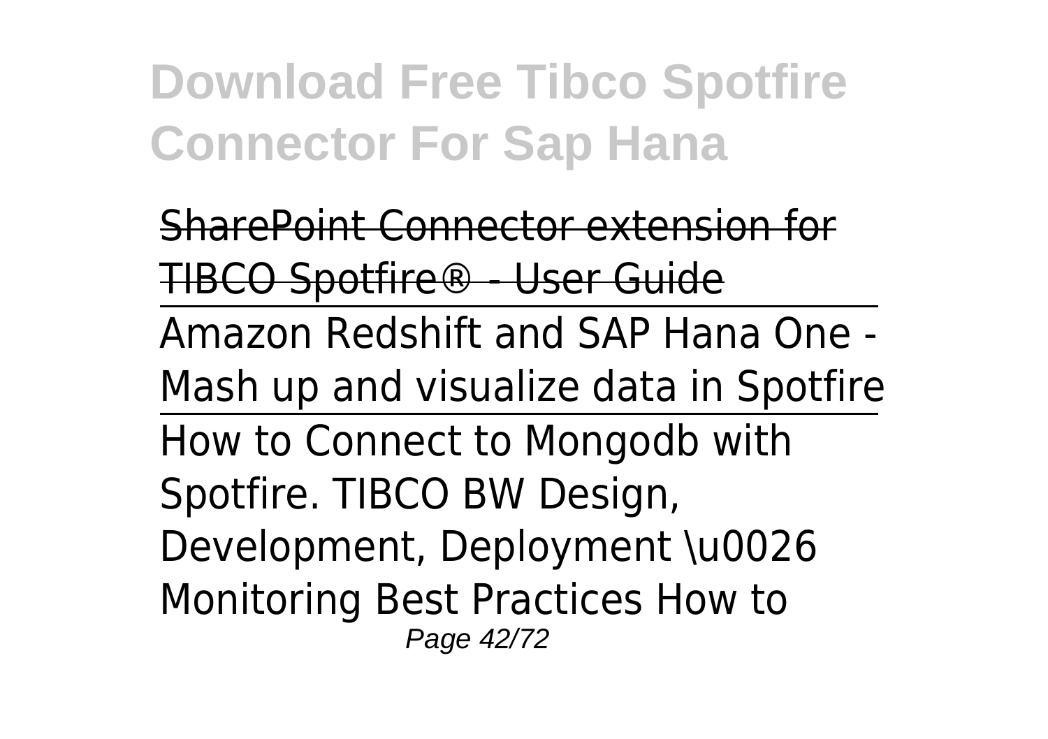SharePoint Connector extension for TIBCO Spotfire® - User Guide

Amazon Redshift and SAP Hana One - Mash up and visualize data in Spotfire

How to Connect to Mongodb with Spotfire. TIBCO BW Design, Development, Deployment \u0026 Monitoring Best Practices How to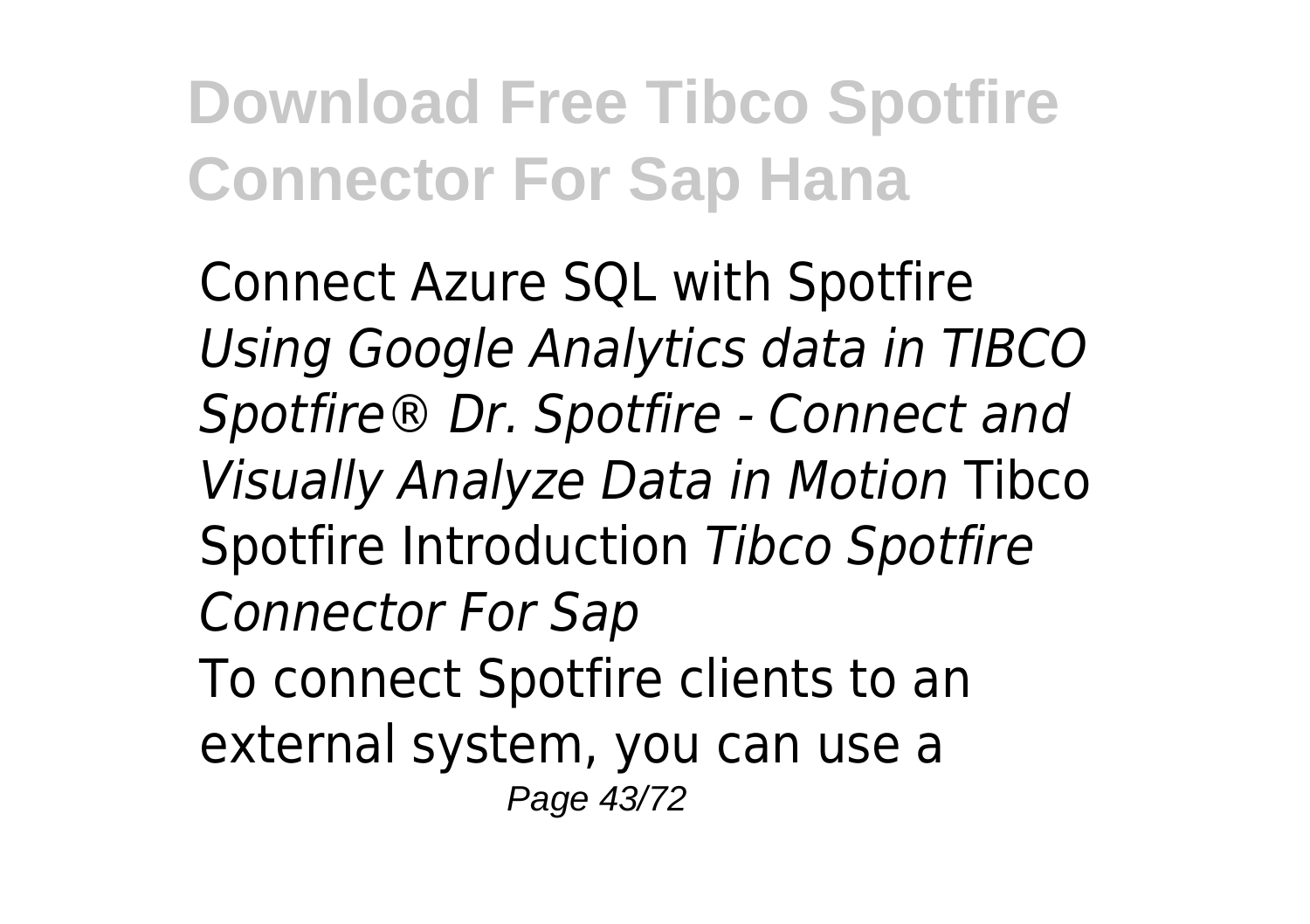Connect Azure SQL with Spotfire *Using Google Analytics data in TIBCO Spotfire® Dr. Spotfire - Connect and Visually Analyze Data in Motion* Tibco Spotfire Introduction *Tibco Spotfire Connector For Sap*

To connect Spotfire clients to an external system, you can use a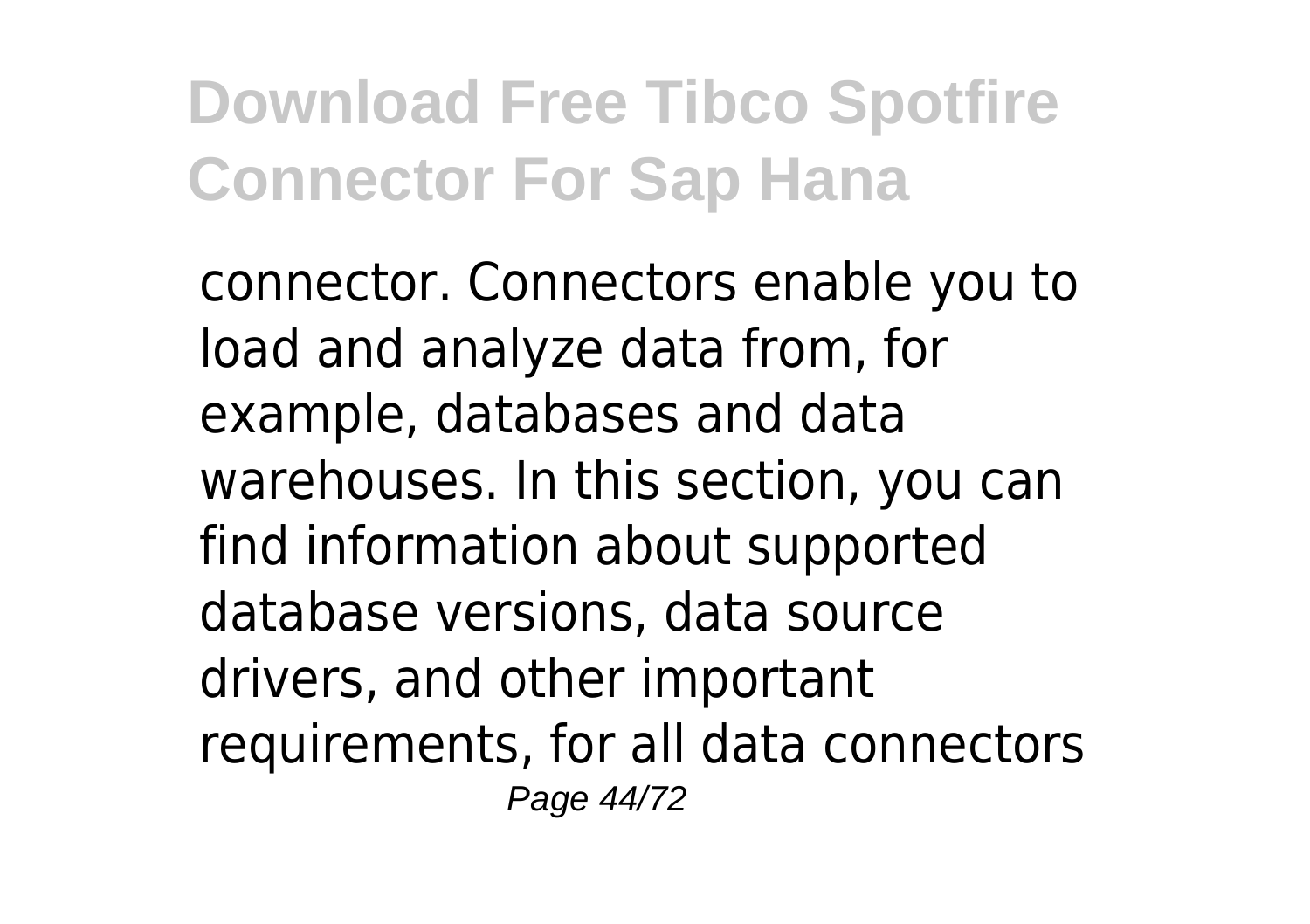connector. Connectors enable you to load and analyze data from, for example, databases and data warehouses. In this section, you can find information about supported database versions, data source drivers, and other important requirements, for all data connectors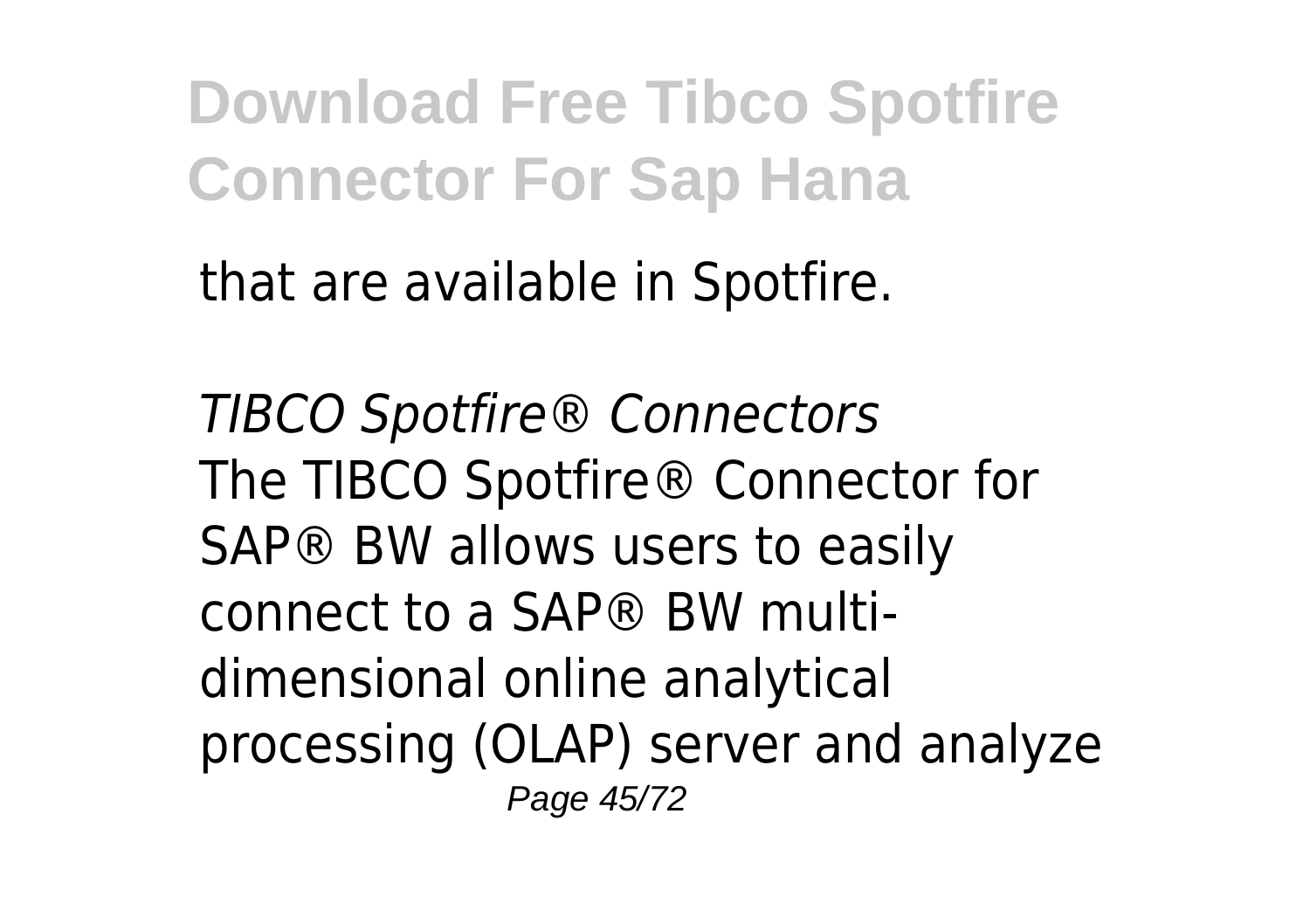that are available in Spotfire.

*TIBCO Spotfire® Connectors*

The TIBCO Spotfire® Connector for SAP® BW allows users to easily connect to a SAP® BW multi-dimensional online analytical processing (OLAP) server and analyze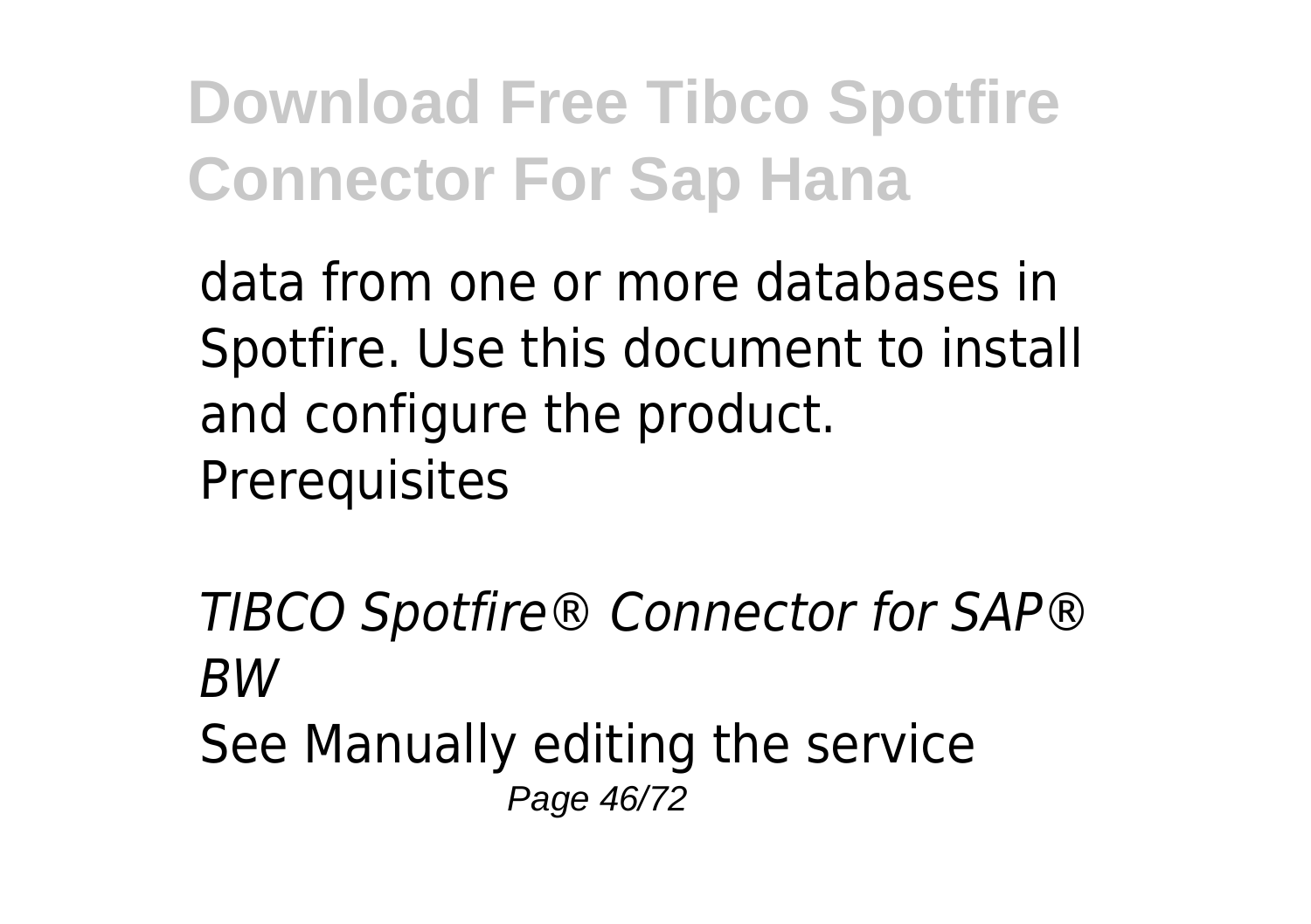data from one or more databases in Spotfire. Use this document to install and configure the product. Prerequisites

*TIBCO Spotfire® Connector for SAP® BW*

See Manually editing the service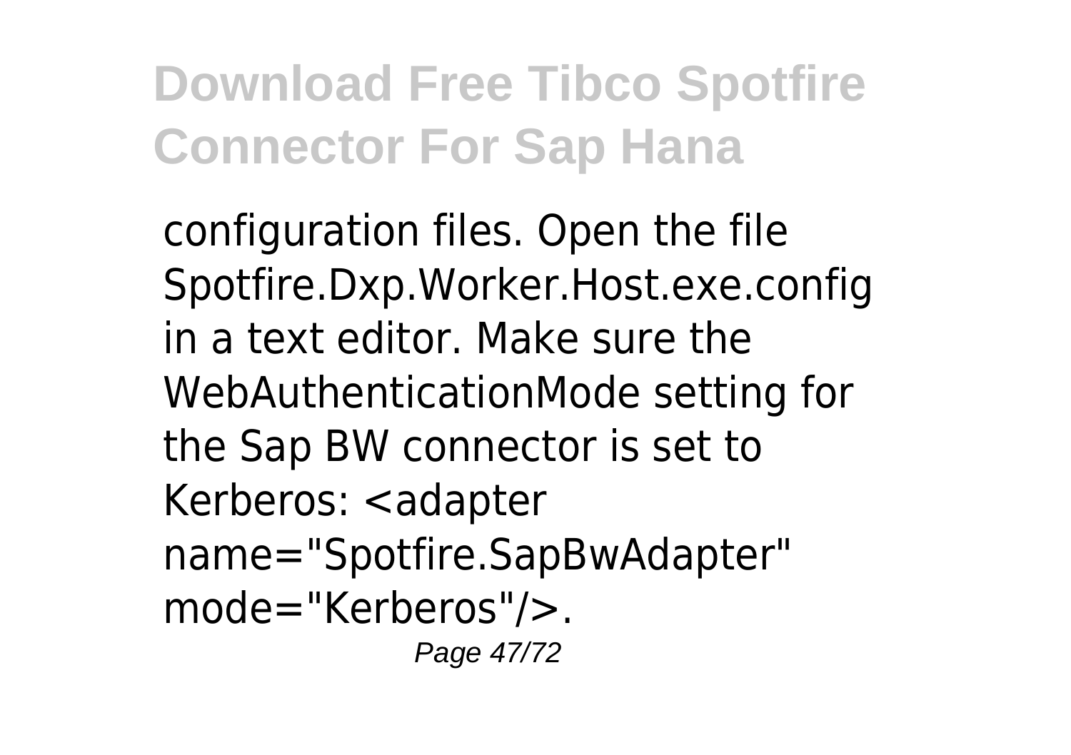configuration files. Open the file Spotfire.Dxp.Worker.Host.exe.config in a text editor. Make sure the WebAuthenticationMode setting for the Sap BW connector is set to Kerberos: <adapter name="Spotfire.SapBwAdapter" mode="Kerberos"/>.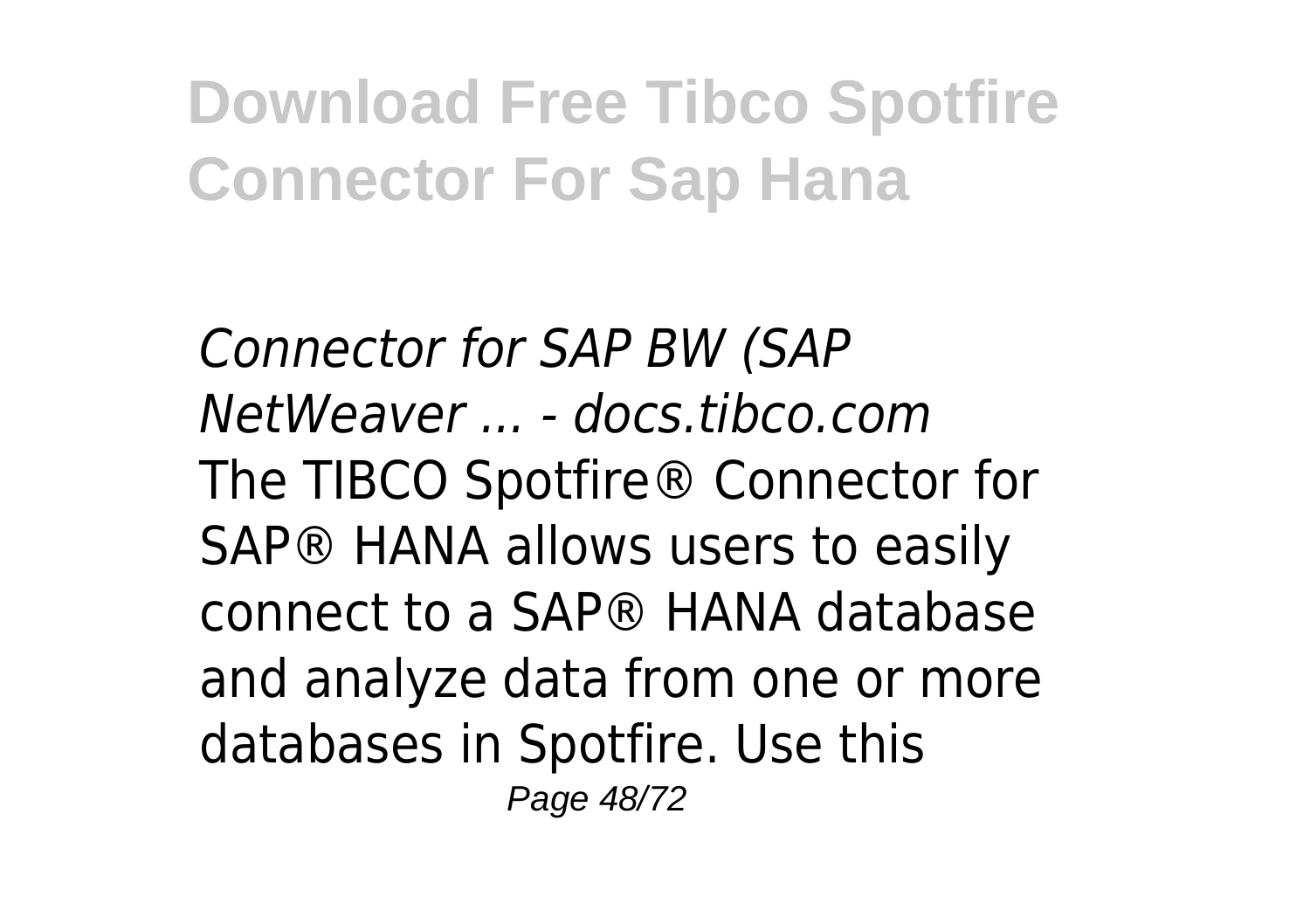*Connector for SAP BW (SAP NetWeaver ... - docs.tibco.com*

The TIBCO Spotfire® Connector for SAP® HANA allows users to easily connect to a SAP® HANA database and analyze data from one or more databases in Spotfire. Use this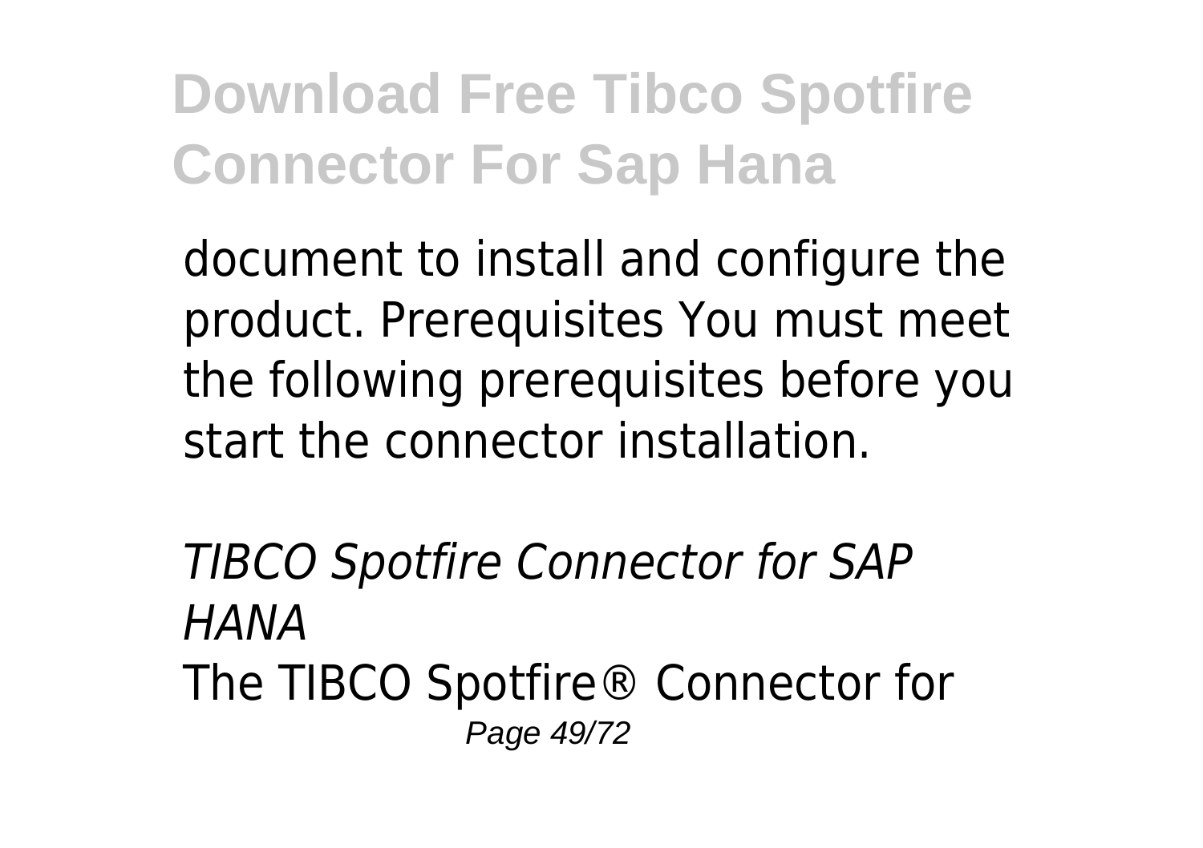document to install and configure the product. Prerequisites You must meet the following prerequisites before you start the connector installation.

*TIBCO Spotfire Connector for SAP HANA*

The TIBCO Spotfire® Connector for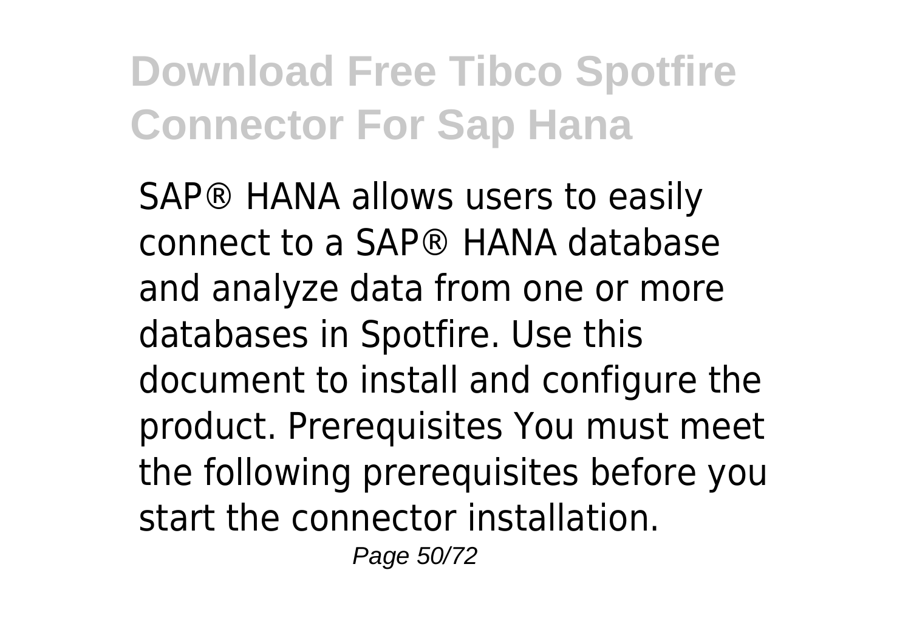SAP® HANA allows users to easily connect to a SAP® HANA database and analyze data from one or more databases in Spotfire. Use this document to install and configure the product. Prerequisites You must meet the following prerequisites before you start the connector installation.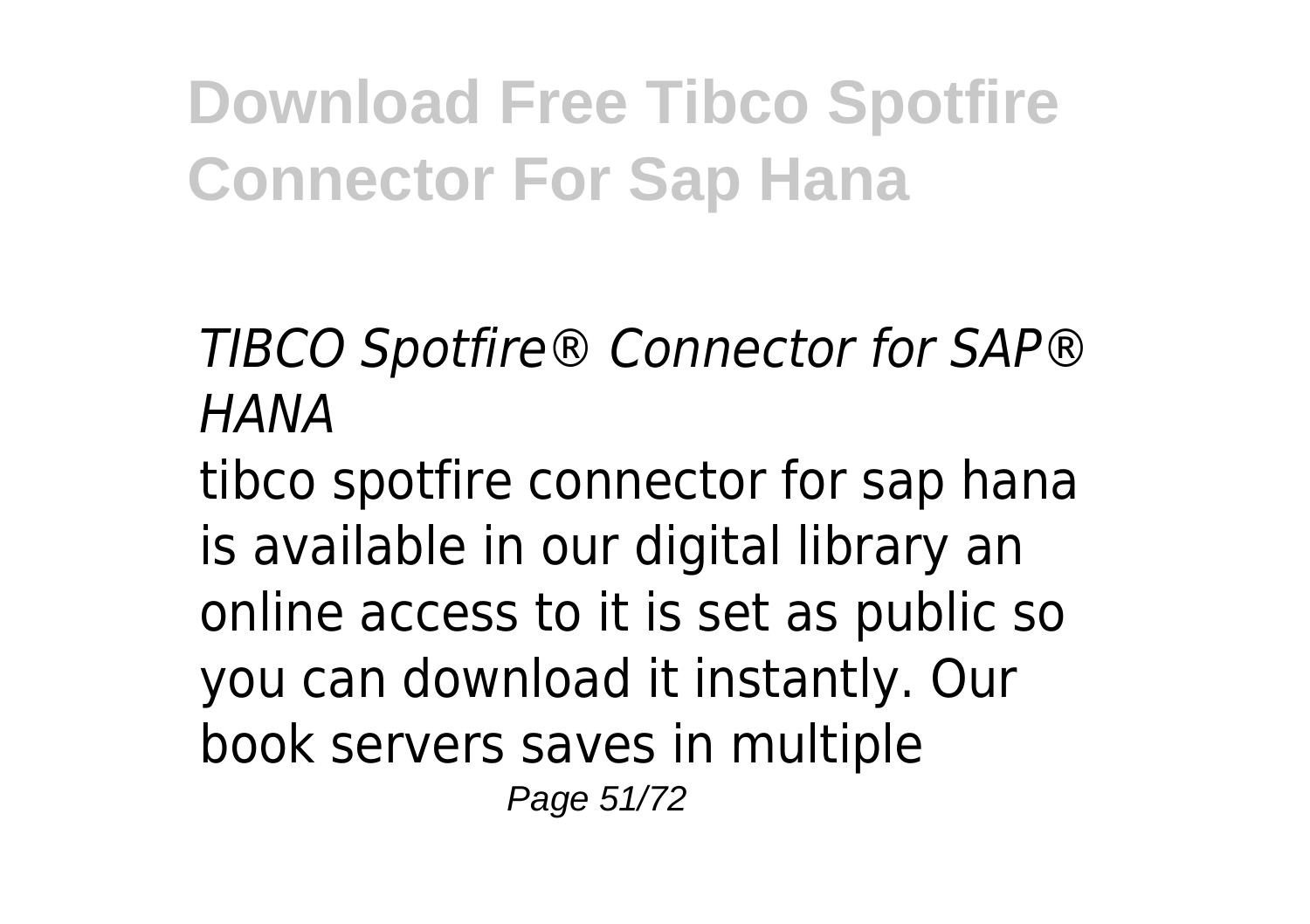*TIBCO Spotfire® Connector for SAP® HANA*

tibco spotfire connector for sap hana is available in our digital library an online access to it is set as public so you can download it instantly. Our book servers saves in multiple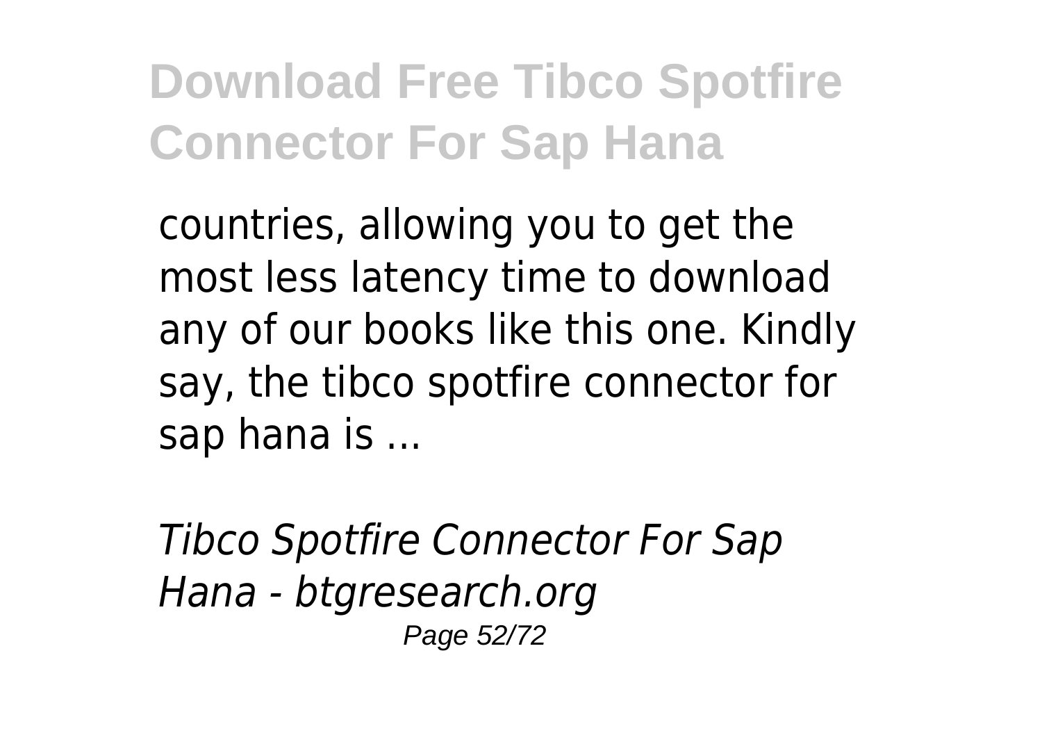countries, allowing you to get the most less latency time to download any of our books like this one. Kindly say, the tibco spotfire connector for sap hana is ...

*Tibco Spotfire Connector For Sap Hana - btgresearch.org*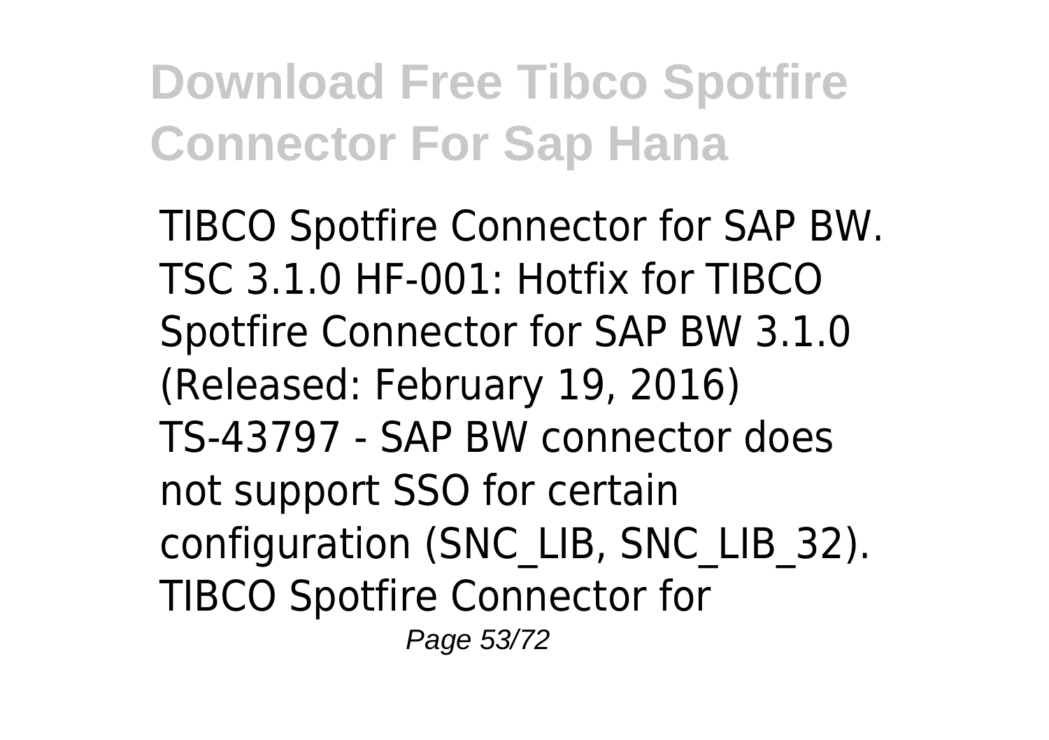TIBCO Spotfire Connector for SAP BW. TSC 3.1.0 HF-001: Hotfix for TIBCO Spotfire Connector for SAP BW 3.1.0 (Released: February 19, 2016) TS-43797 - SAP BW connector does not support SSO for certain configuration (SNC_LIB, SNC_LIB_32). TIBCO Spotfire Connector for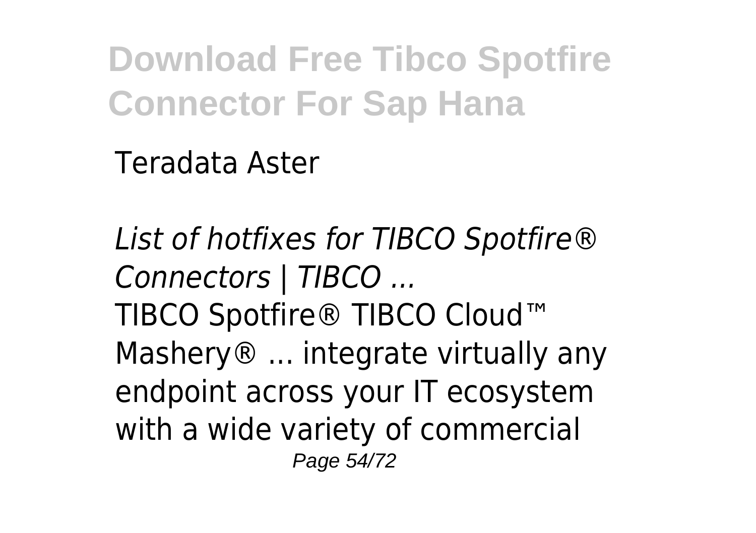Teradata Aster

*List of hotfixes for TIBCO Spotfire® Connectors | TIBCO ...*

TIBCO Spotfire® TIBCO Cloud™ Mashery® ... integrate virtually any endpoint across your IT ecosystem with a wide variety of commercial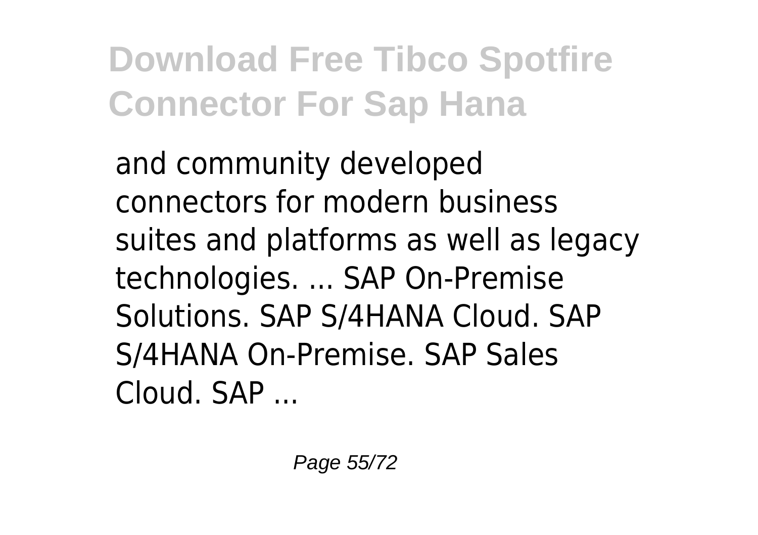and community developed connectors for modern business suites and platforms as well as legacy technologies. ... SAP On-Premise Solutions. SAP S/4HANA Cloud. SAP S/4HANA On-Premise. SAP Sales Cloud. SAP ...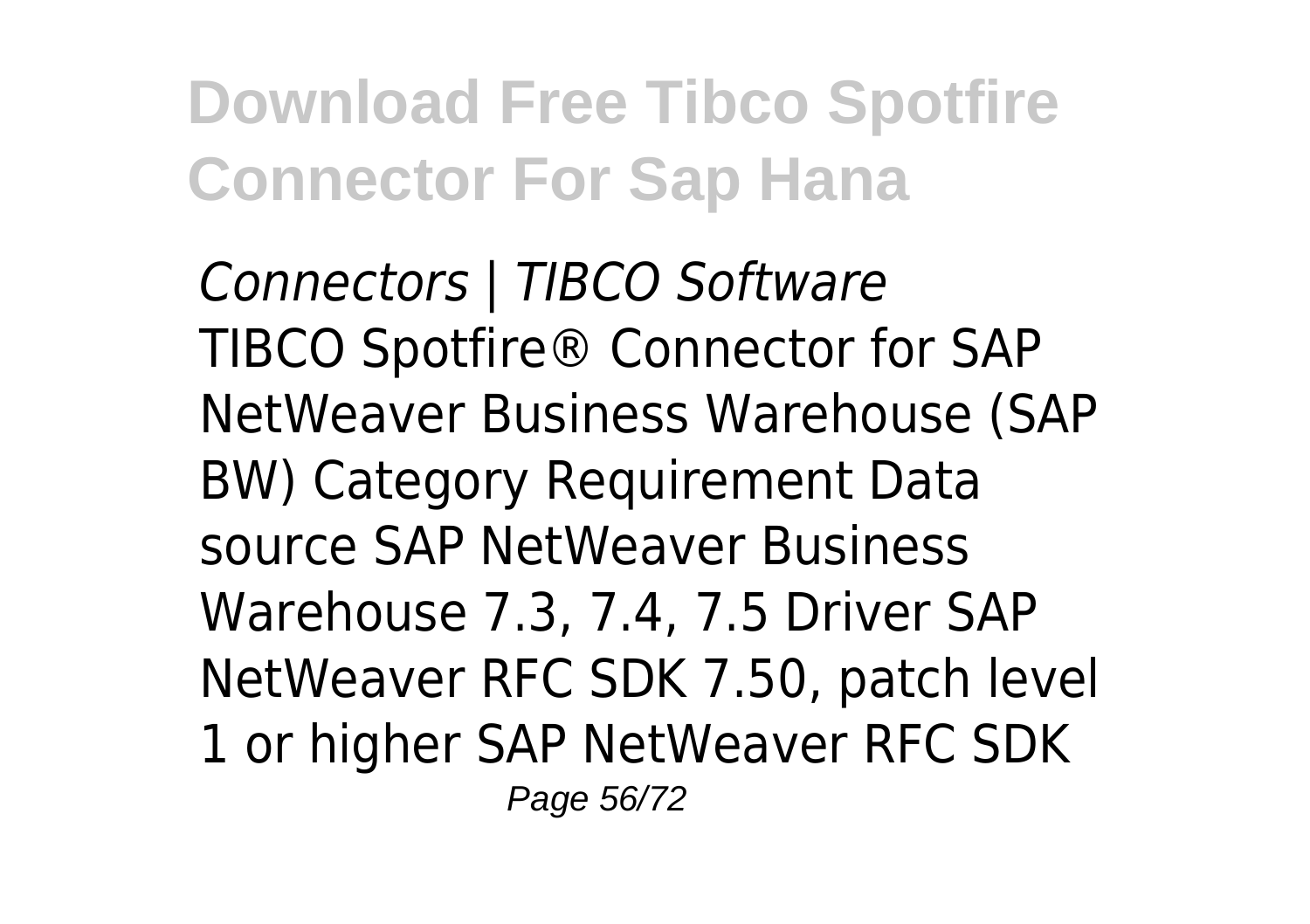*Connectors | TIBCO Software*
TIBCO Spotfire® Connector for SAP NetWeaver Business Warehouse (SAP BW) Category Requirement Data source SAP NetWeaver Business Warehouse 7.3, 7.4, 7.5 Driver SAP NetWeaver RFC SDK 7.50, patch level 1 or higher SAP NetWeaver RFC SDK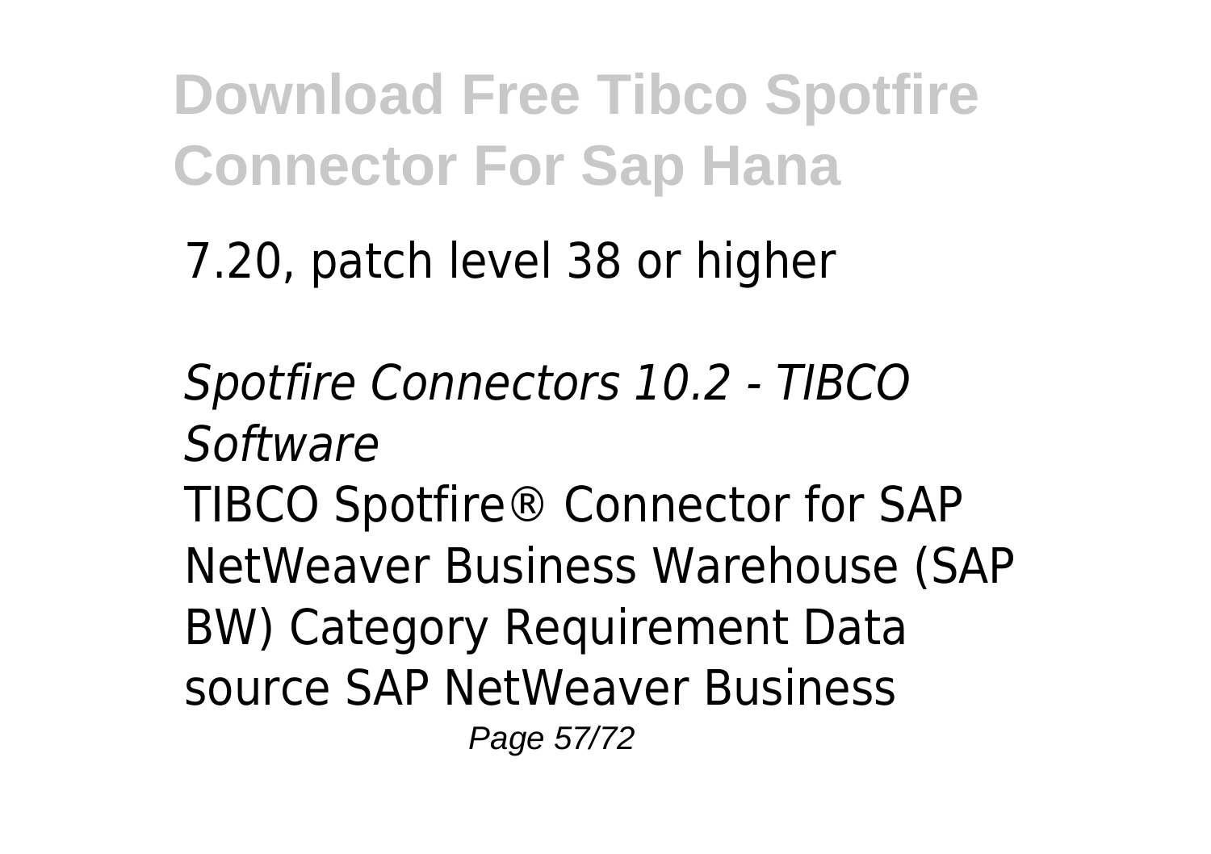7.20, patch level 38 or higher

*Spotfire Connectors 10.2 - TIBCO Software*

TIBCO Spotfire® Connector for SAP NetWeaver Business Warehouse (SAP BW) Category Requirement Data source SAP NetWeaver Business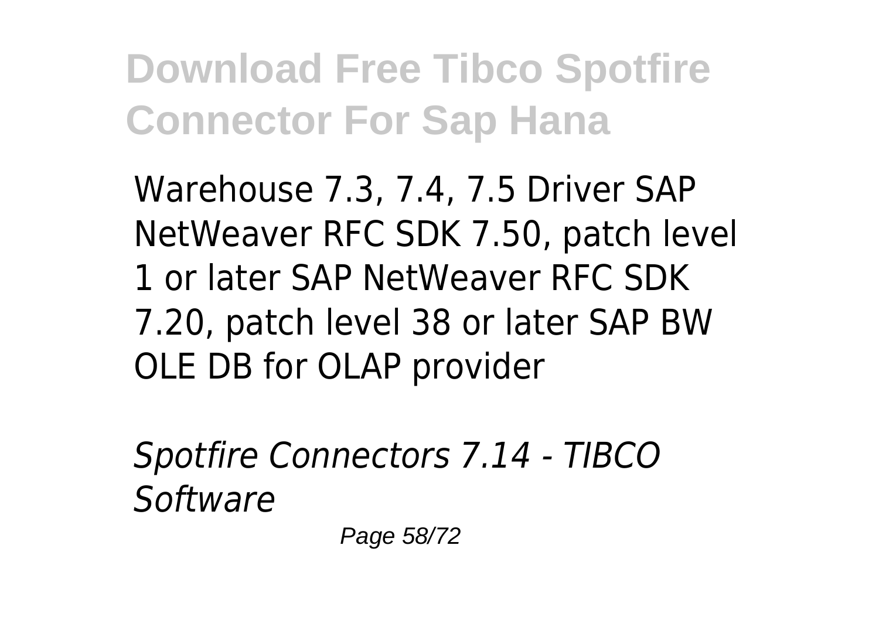Warehouse 7.3, 7.4, 7.5 Driver SAP NetWeaver RFC SDK 7.50, patch level 1 or later SAP NetWeaver RFC SDK 7.20, patch level 38 or later SAP BW OLE DB for OLAP provider

*Spotfire Connectors 7.14 - TIBCO Software*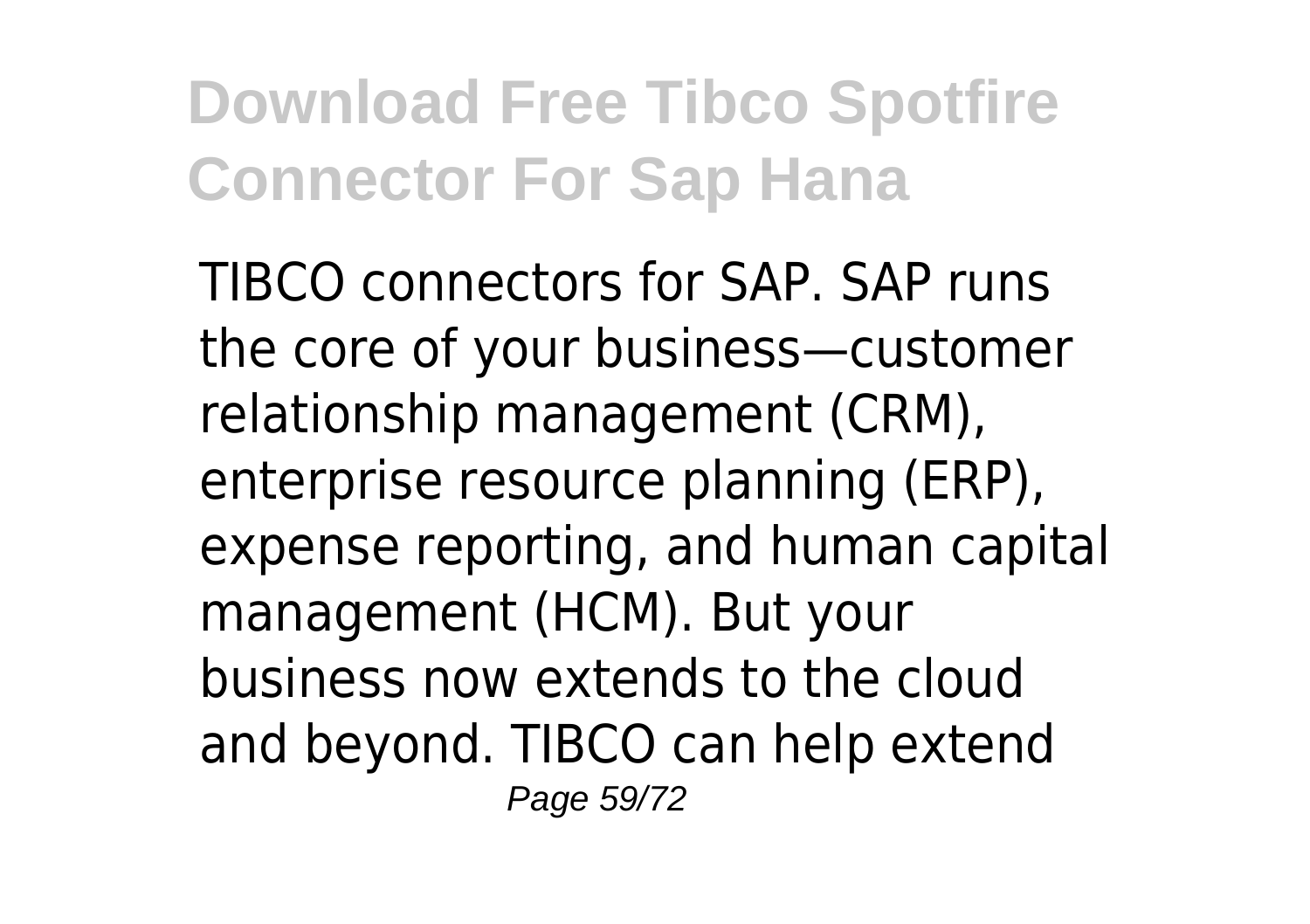TIBCO connectors for SAP. SAP runs the core of your business—customer relationship management (CRM), enterprise resource planning (ERP), expense reporting, and human capital management (HCM). But your business now extends to the cloud and beyond. TIBCO can help extend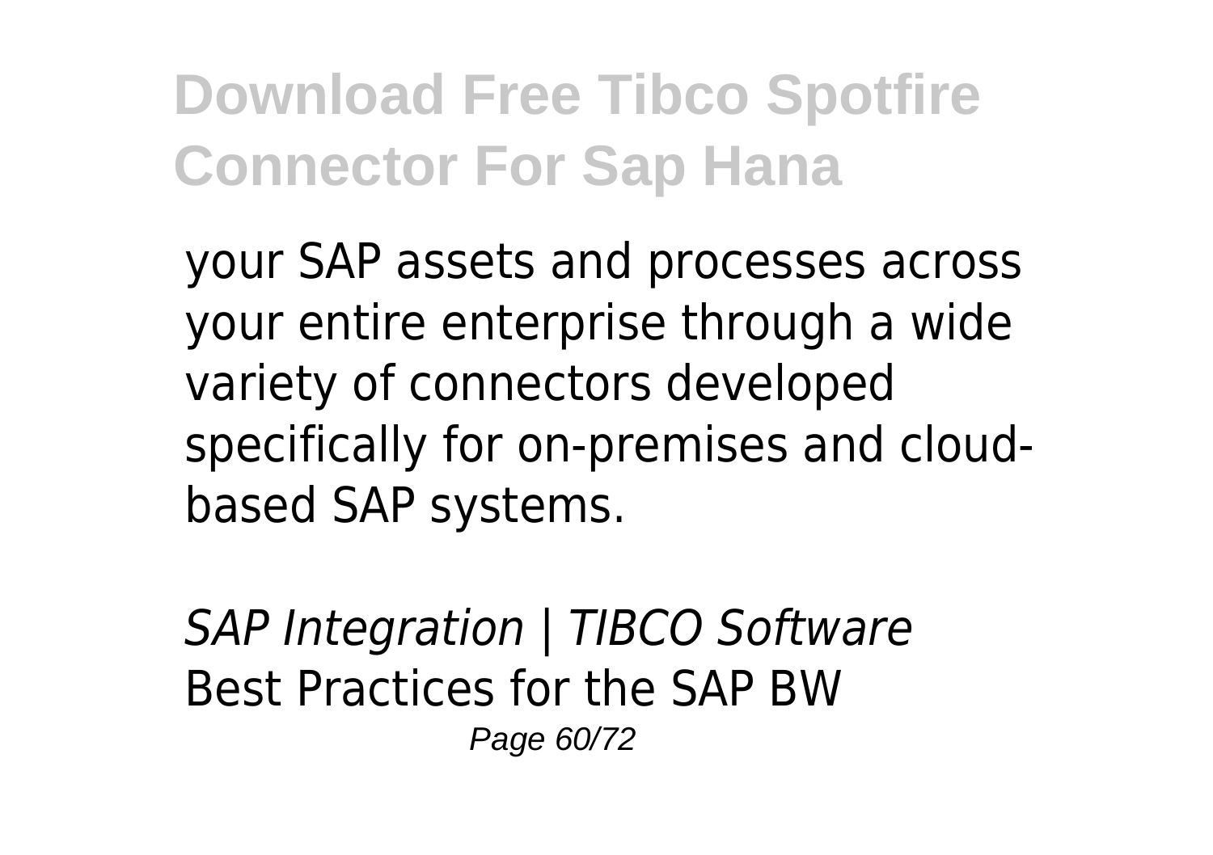your SAP assets and processes across your entire enterprise through a wide variety of connectors developed specifically for on-premises and cloud-based SAP systems.

*SAP Integration | TIBCO Software*
Best Practices for the SAP BW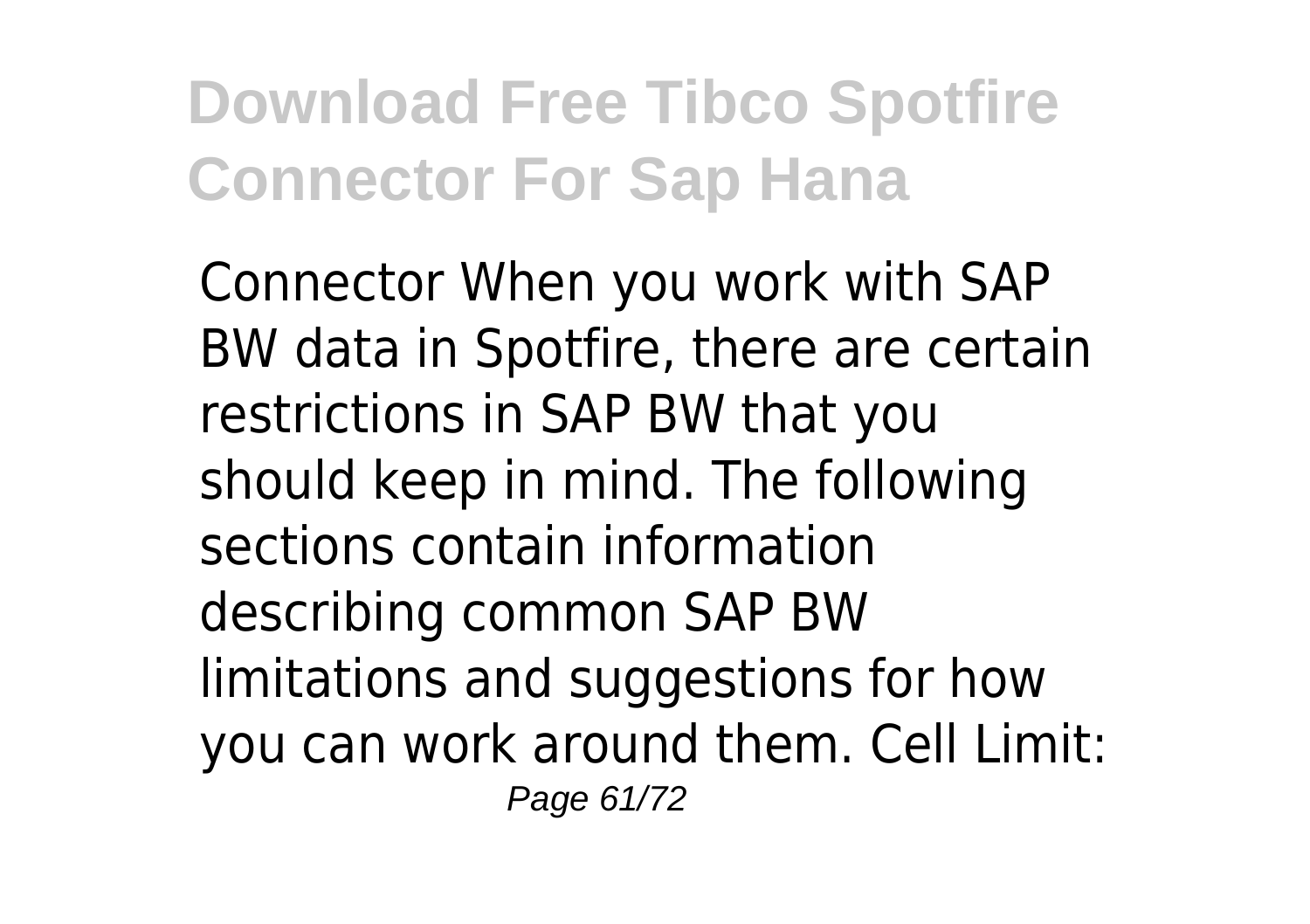Connector When you work with SAP BW data in Spotfire, there are certain restrictions in SAP BW that you should keep in mind. The following sections contain information describing common SAP BW limitations and suggestions for how you can work around them. Cell Limit: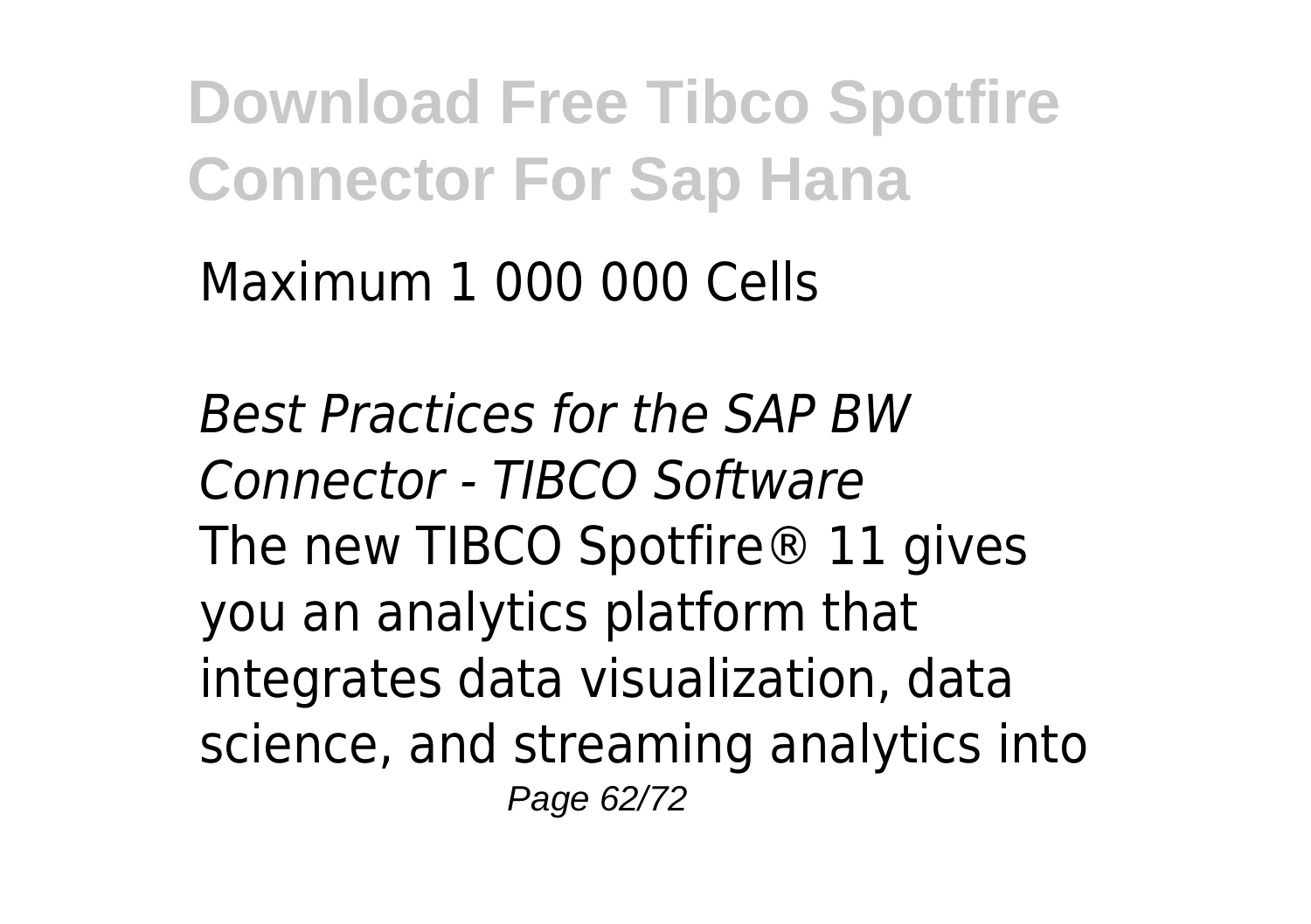Maximum 1 000 000 Cells

*Best Practices for the SAP BW Connector - TIBCO Software*

The new TIBCO Spotfire® 11 gives you an analytics platform that integrates data visualization, data science, and streaming analytics into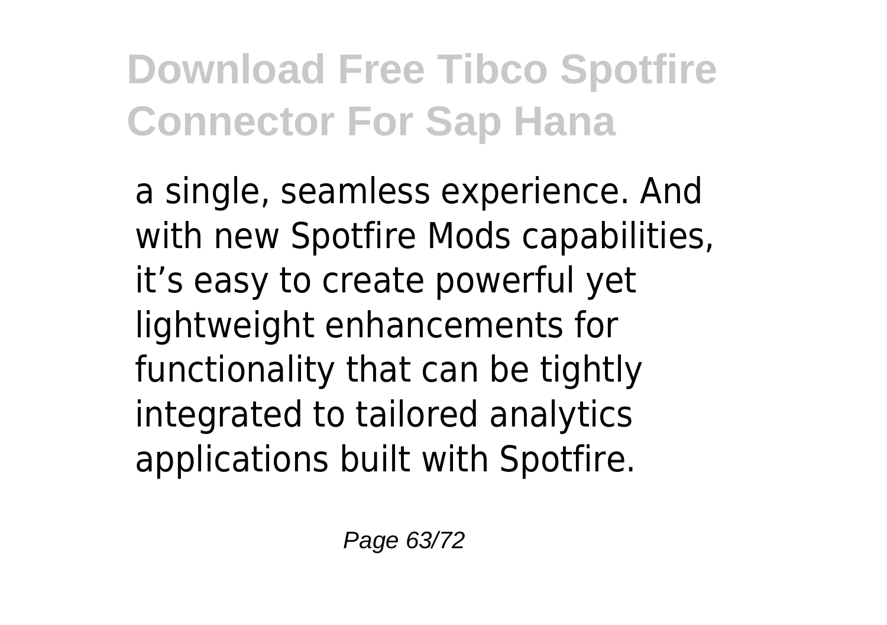a single, seamless experience. And with new Spotfire Mods capabilities, it’s easy to create powerful yet lightweight enhancements for functionality that can be tightly integrated to tailored analytics applications built with Spotfire.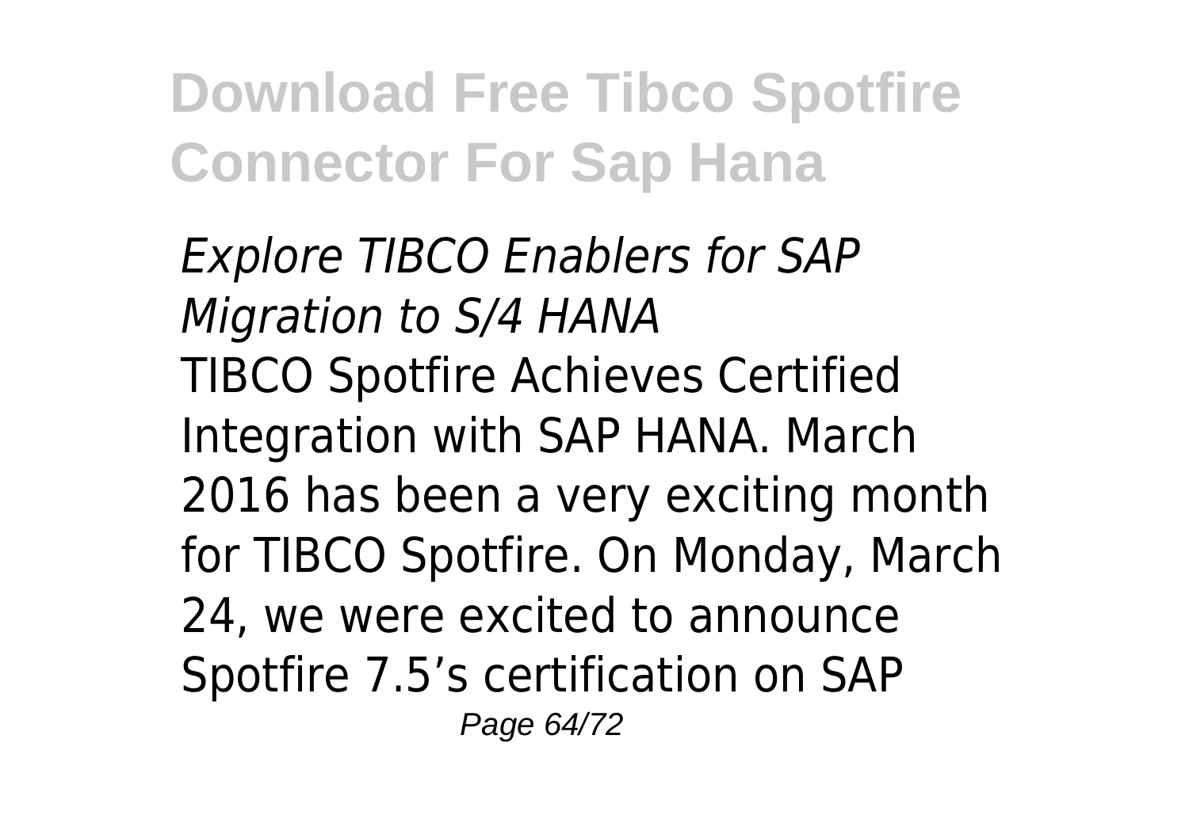*Explore TIBCO Enablers for SAP Migration to S/4 HANA*

TIBCO Spotfire Achieves Certified Integration with SAP HANA. March 2016 has been a very exciting month for TIBCO Spotfire. On Monday, March 24, we were excited to announce Spotfire 7.5’s certification on SAP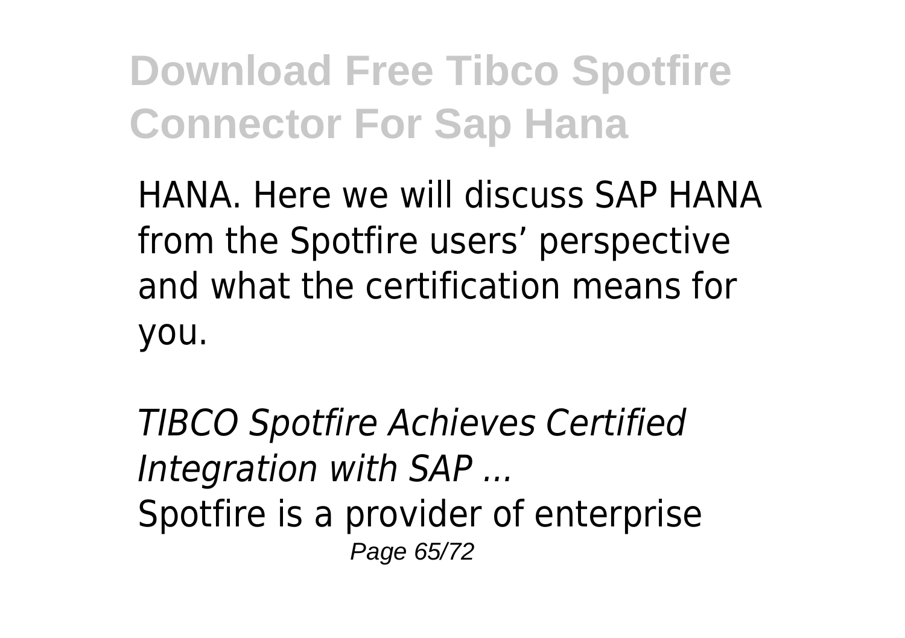HANA. Here we will discuss SAP HANA from the Spotfire users' perspective and what the certification means for you.

*TIBCO Spotfire Achieves Certified Integration with SAP ...*

Spotfire is a provider of enterprise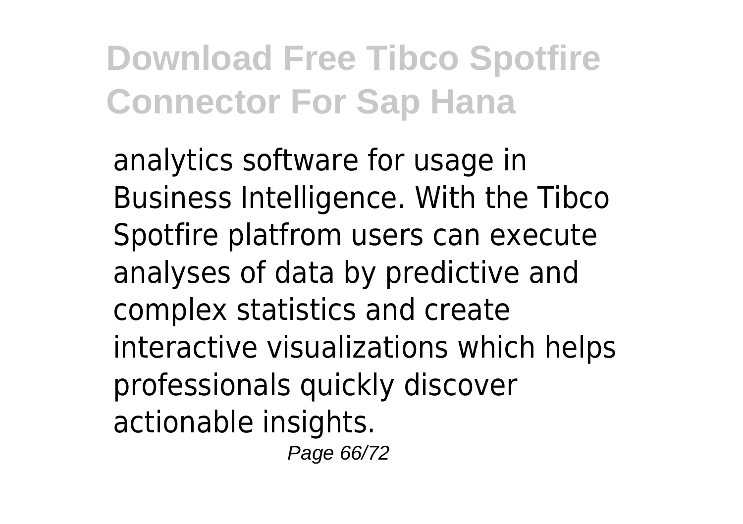analytics software for usage in Business Intelligence. With the Tibco Spotfire platfrom users can execute analyses of data by predictive and complex statistics and create interactive visualizations which helps professionals quickly discover actionable insights.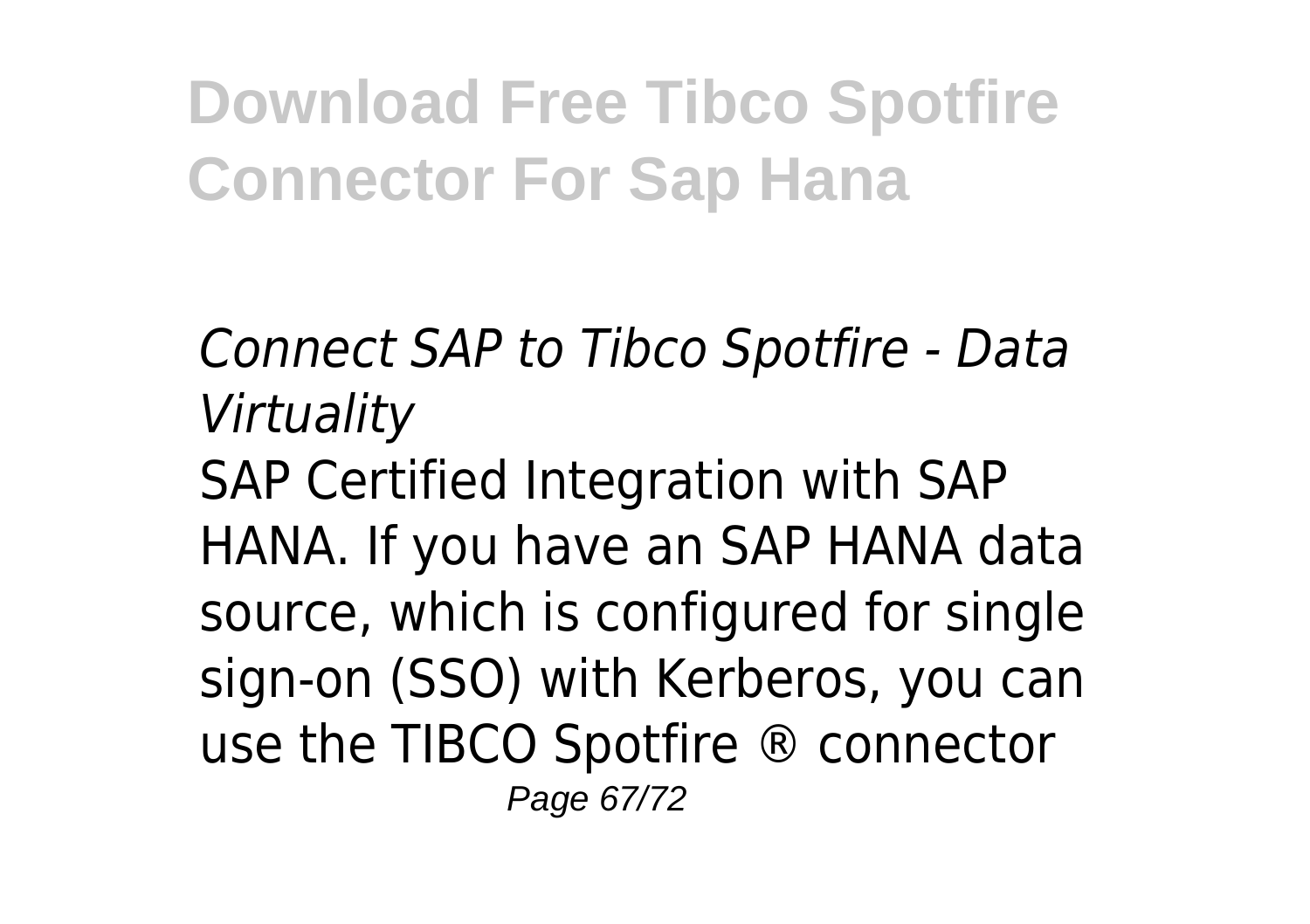# Download Free Tibco Spotfire Connector For Sap Hana

*Connect SAP to Tibco Spotfire - Data Virtuality*

SAP Certified Integration with SAP HANA. If you have an SAP HANA data source, which is configured for single sign-on (SSO) with Kerberos, you can use the TIBCO Spotfire ® connector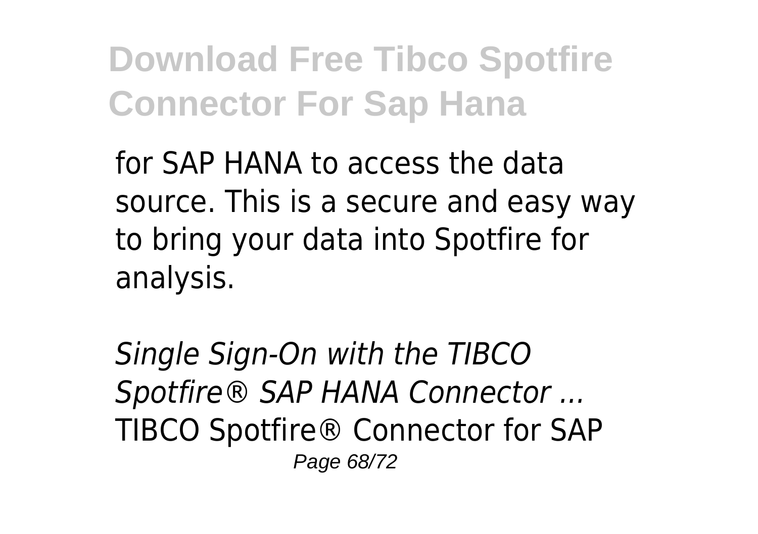for SAP HANA to access the data source. This is a secure and easy way to bring your data into Spotfire for analysis.

*Single Sign-On with the TIBCO Spotfire® SAP HANA Connector ...*
TIBCO Spotfire® Connector for SAP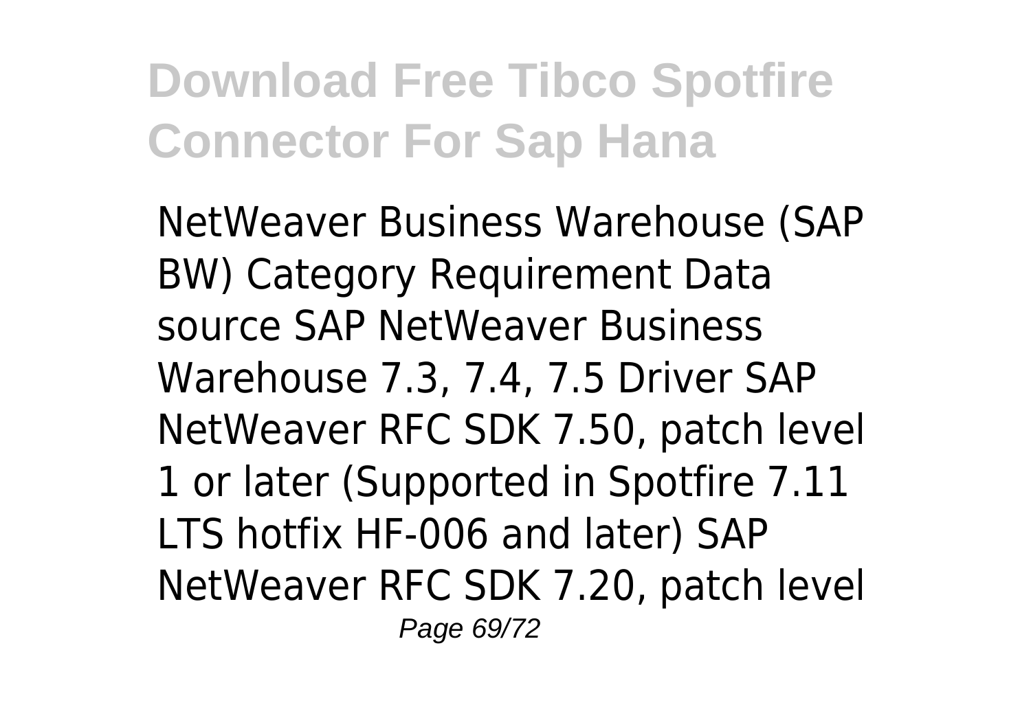NetWeaver Business Warehouse (SAP BW) Category Requirement Data source SAP NetWeaver Business Warehouse 7.3, 7.4, 7.5 Driver SAP NetWeaver RFC SDK 7.50, patch level 1 or later (Supported in Spotfire 7.11 LTS hotfix HF-006 and later) SAP NetWeaver RFC SDK 7.20, patch level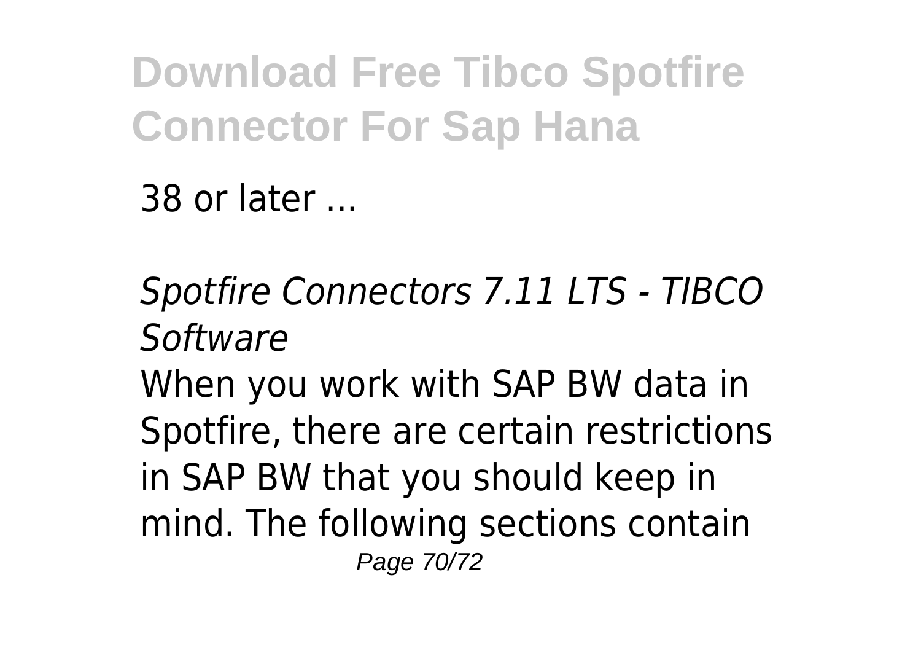38 or later ...

*Spotfire Connectors 7.11 LTS - TIBCO Software*

When you work with SAP BW data in Spotfire, there are certain restrictions in SAP BW that you should keep in mind. The following sections contain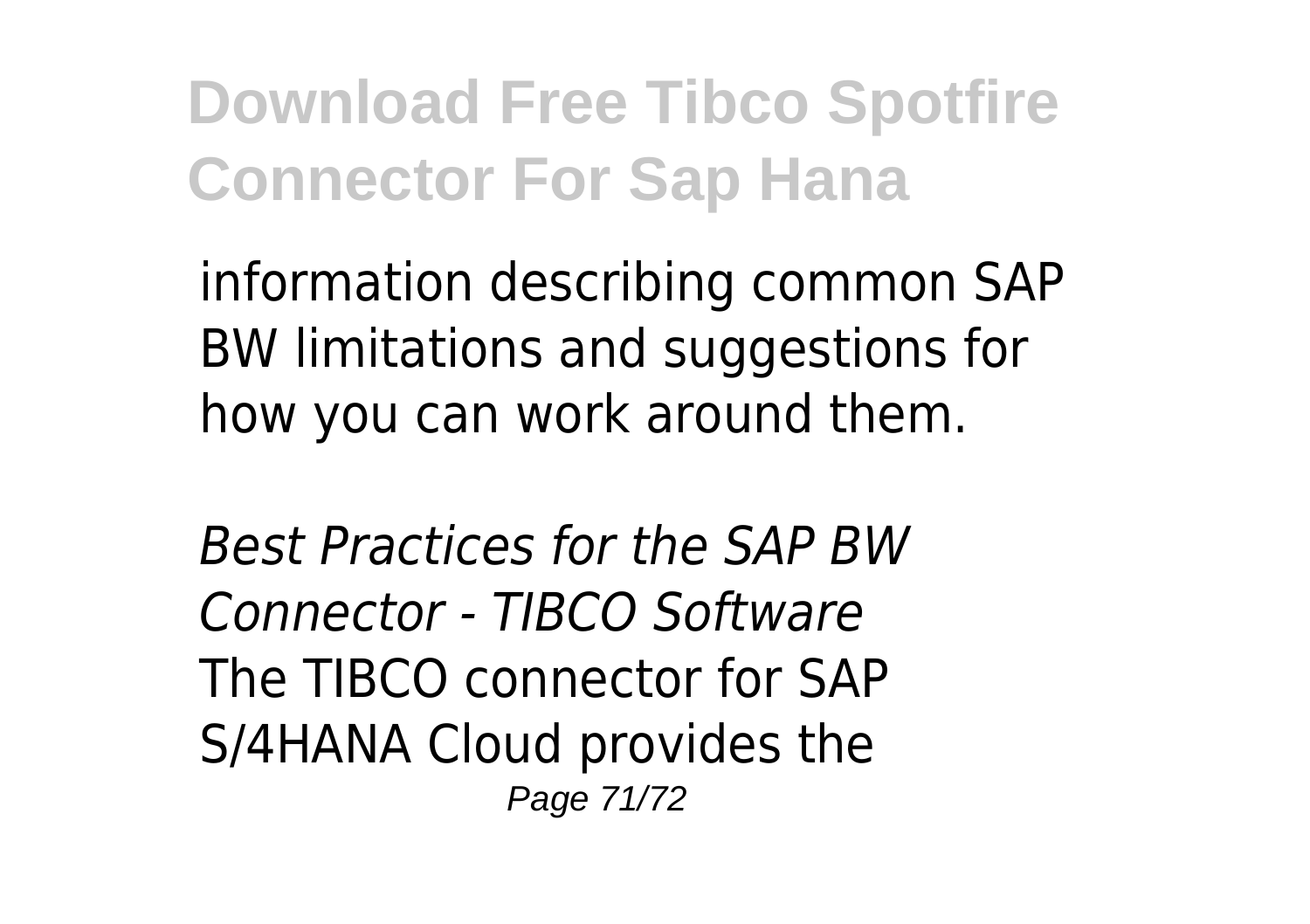information describing common SAP BW limitations and suggestions for how you can work around them.

*Best Practices for the SAP BW Connector - TIBCO Software*

The TIBCO connector for SAP S/4HANA Cloud provides the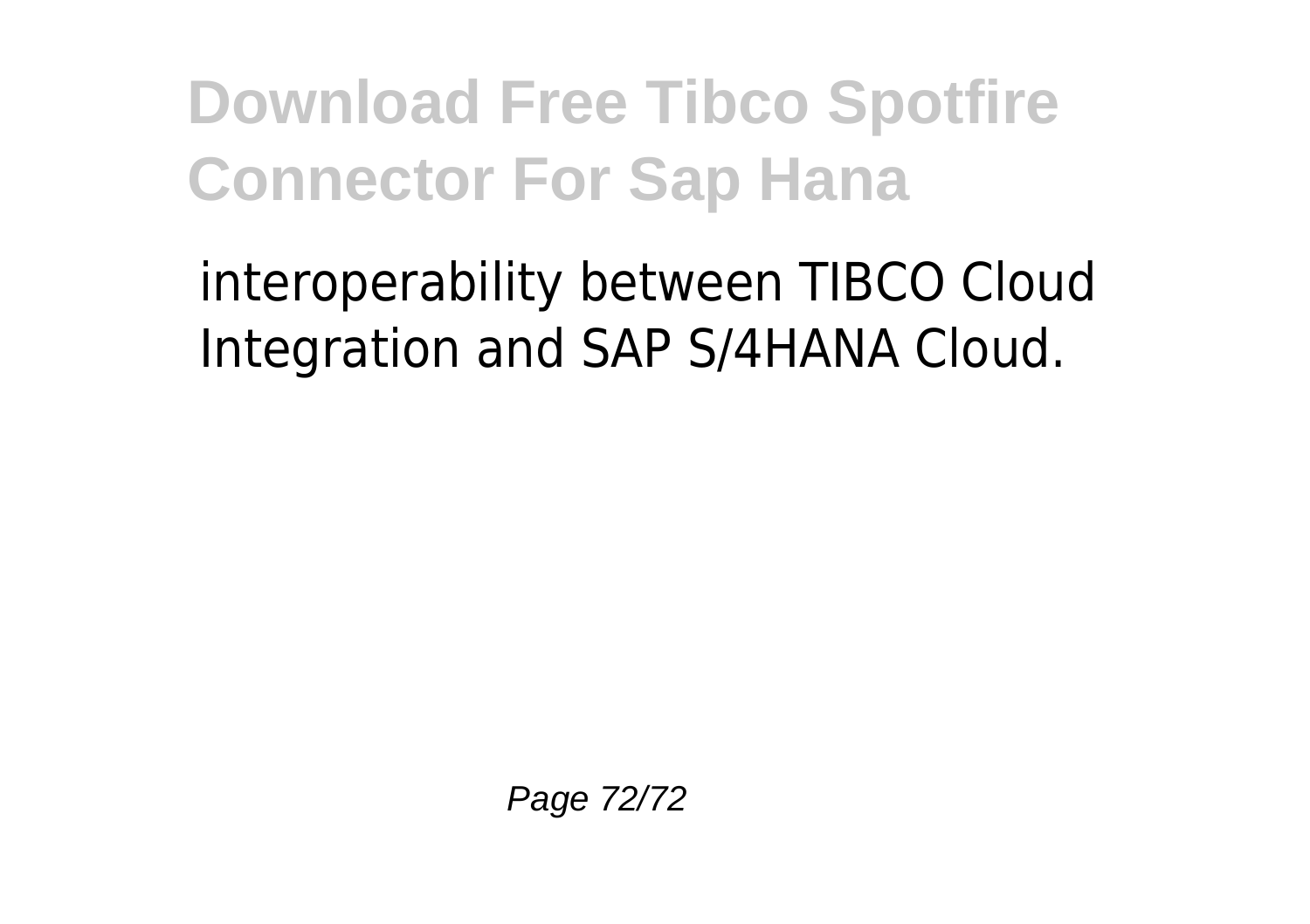interoperability between TIBCO Cloud Integration and SAP S/4HANA Cloud.